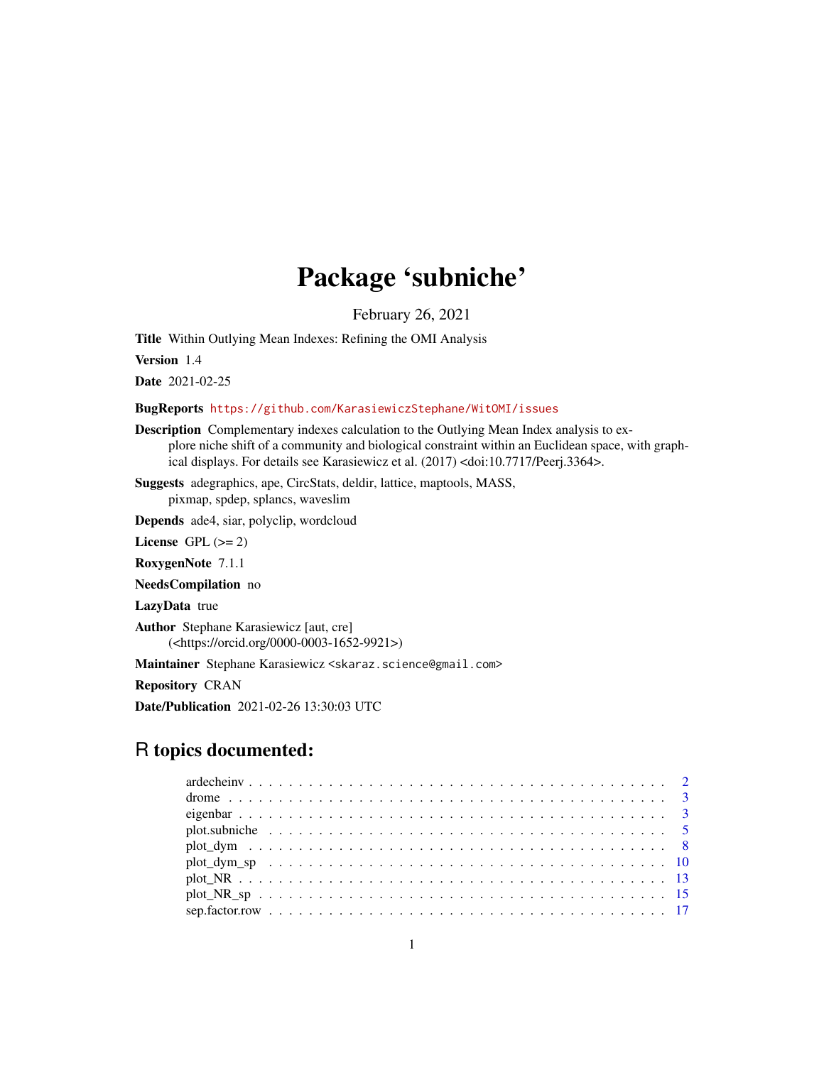# Package 'subniche'

February 26, 2021

**Title** Within Outlying Mean Indexes: Refining the OMI Analysis

**Version** 1.4

**Date** 2021-02-25

**BugReports** https://github.com/KarasiewiczStephane/WitOMI/issues

**Description** Complementary indexes calculation to the Outlying Mean Index analysis to explore niche shift of a community and biological constraint within an Euclidean space, with graphical displays. For details see Karasiewicz et al. (2017) <doi:10.7717/Peerj.3364>.

**Suggests** adegraphics, ape, CircStats, deldir, lattice, maptools, MASS, pixmap, spdep, splancs, waveslim

**Depends** ade4, siar, polyclip, wordcloud

**License** GPL (>= 2)

**RoxygenNote** 7.1.1

**NeedsCompilation** no

**LazyData** true

**Author** Stephane Karasiewicz [aut, cre] (<https://orcid.org/0000-0003-1652-9921>)

**Maintainer** Stephane Karasiewicz <skaraz.science@gmail.com>

**Repository** CRAN

**Date/Publication** 2021-02-26 13:30:03 UTC

## R topics documented:

| | |
|---|---|
| ardecheinv | 2 |
| drome | 3 |
| eigenbar | 3 |
| plot.subniche | 5 |
| plot_dym | 8 |
| plot_dym_sp | 10 |
| plot_NR | 13 |
| plot_NR_sp | 15 |
| sep.factor.row | 17 |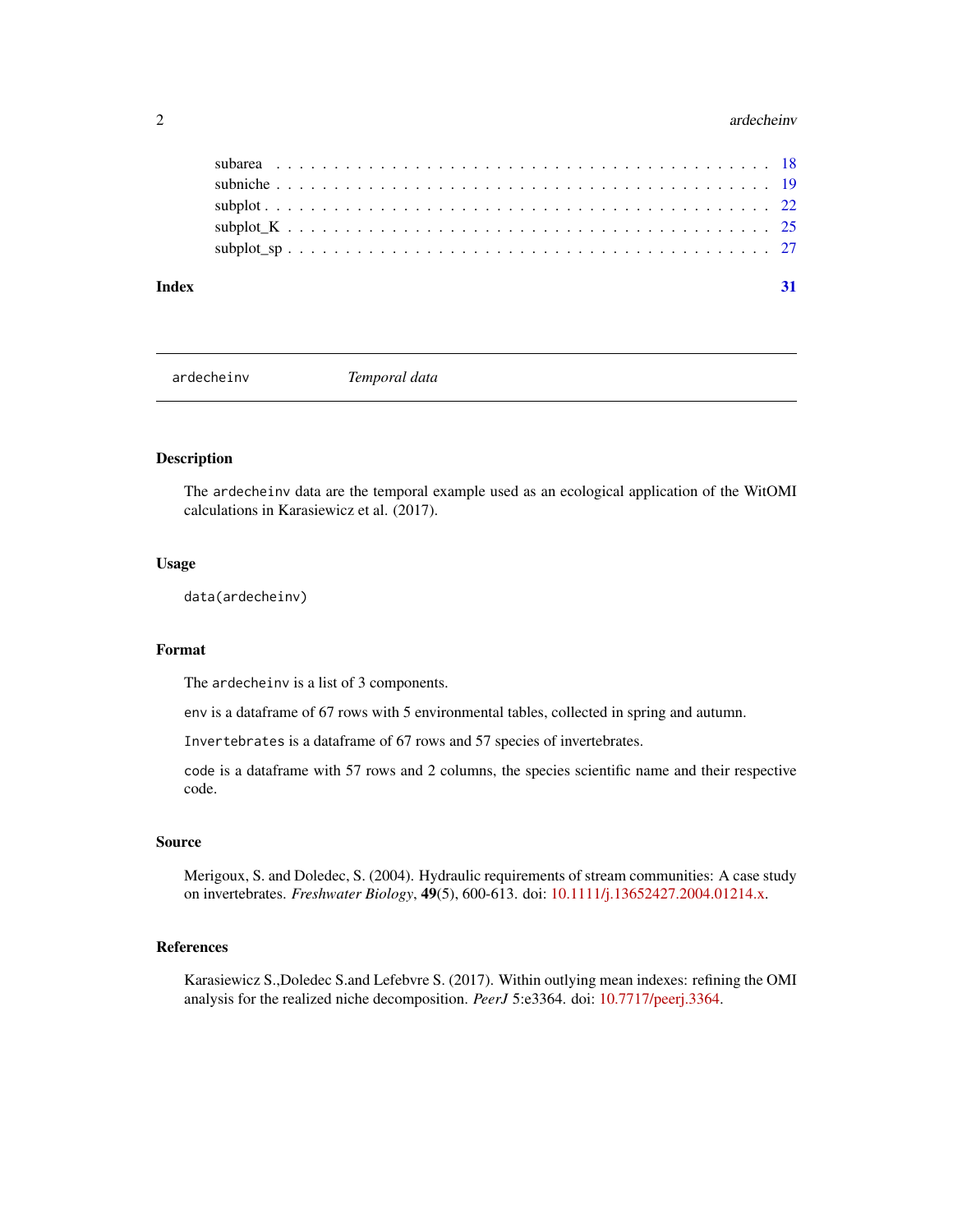subarea . . . . . . . . . . . . . . . . . . . . . . . . . . . . . . . . . . . . . . . . 18
subniche . . . . . . . . . . . . . . . . . . . . . . . . . . . . . . . . . . . . . . . . 19
subplot . . . . . . . . . . . . . . . . . . . . . . . . . . . . . . . . . . . . . . . . 22
subplot_K . . . . . . . . . . . . . . . . . . . . . . . . . . . . . . . . . . . . . . . 25
subplot_sp . . . . . . . . . . . . . . . . . . . . . . . . . . . . . . . . . . . . . . 27

**Index** **31**

---

`ardecheinv` *Temporal data*

---

## Description

The `ardecheinv` data are the temporal example used as an ecological application of the WitOMI calculations in Karasiewicz et al. (2017).

## Usage

```
data(ardecheinv)
```

## Format

The `ardecheinv` is a list of 3 components.

`env` is a dataframe of 67 rows with 5 environmental tables, collected in spring and autumn.

`Invertebrates` is a dataframe of 67 rows and 57 species of invertebrates.

`code` is a dataframe with 57 rows and 2 columns, the species scientific name and their respective code.

## Source

Merigoux, S. and Doledec, S. (2004). Hydraulic requirements of stream communities: A case study on invertebrates. *Freshwater Biology*, **49**(5), 600-613. doi: 10.1111/j.13652427.2004.01214.x.

## References

Karasiewicz S.,Doledec S.and Lefebvre S. (2017). Within outlying mean indexes: refining the OMI analysis for the realized niche decomposition. *PeerJ* 5:e3364. doi: 10.7717/peerj.3364.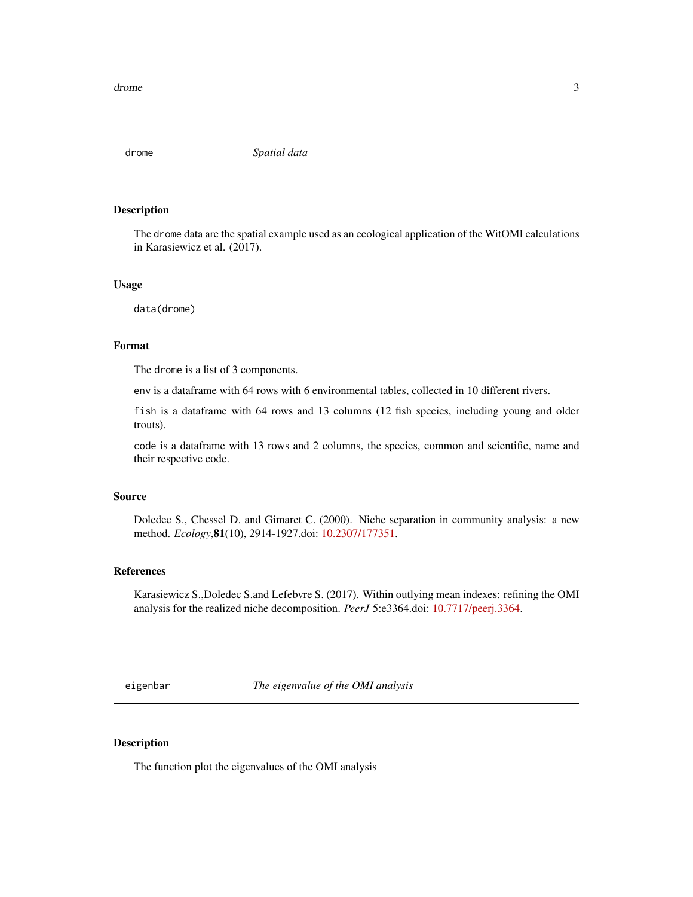## drome — *Spatial data*

### Description

The `drome` data are the spatial example used as an ecological application of the WitOMI calculations in Karasiewicz et al. (2017).

### Usage

```
data(drome)
```

### Format

The `drome` is a list of 3 components.

`env` is a dataframe with 64 rows with 6 environmental tables, collected in 10 different rivers.

`fish` is a dataframe with 64 rows and 13 columns (12 fish species, including young and older trouts).

`code` is a dataframe with 13 rows and 2 columns, the species, common and scientific, name and their respective code.

### Source

Doledec S., Chessel D. and Gimaret C. (2000). Niche separation in community analysis: a new method. *Ecology*,**81**(10), 2914-1927.doi: 10.2307/177351.

### References

Karasiewicz S.,Doledec S.and Lefebvre S. (2017). Within outlying mean indexes: refining the OMI analysis for the realized niche decomposition. *PeerJ* 5:e3364.doi: 10.7717/peerj.3364.

## eigenbar — *The eigenvalue of the OMI analysis*

### Description

The function plot the eigenvalues of the OMI analysis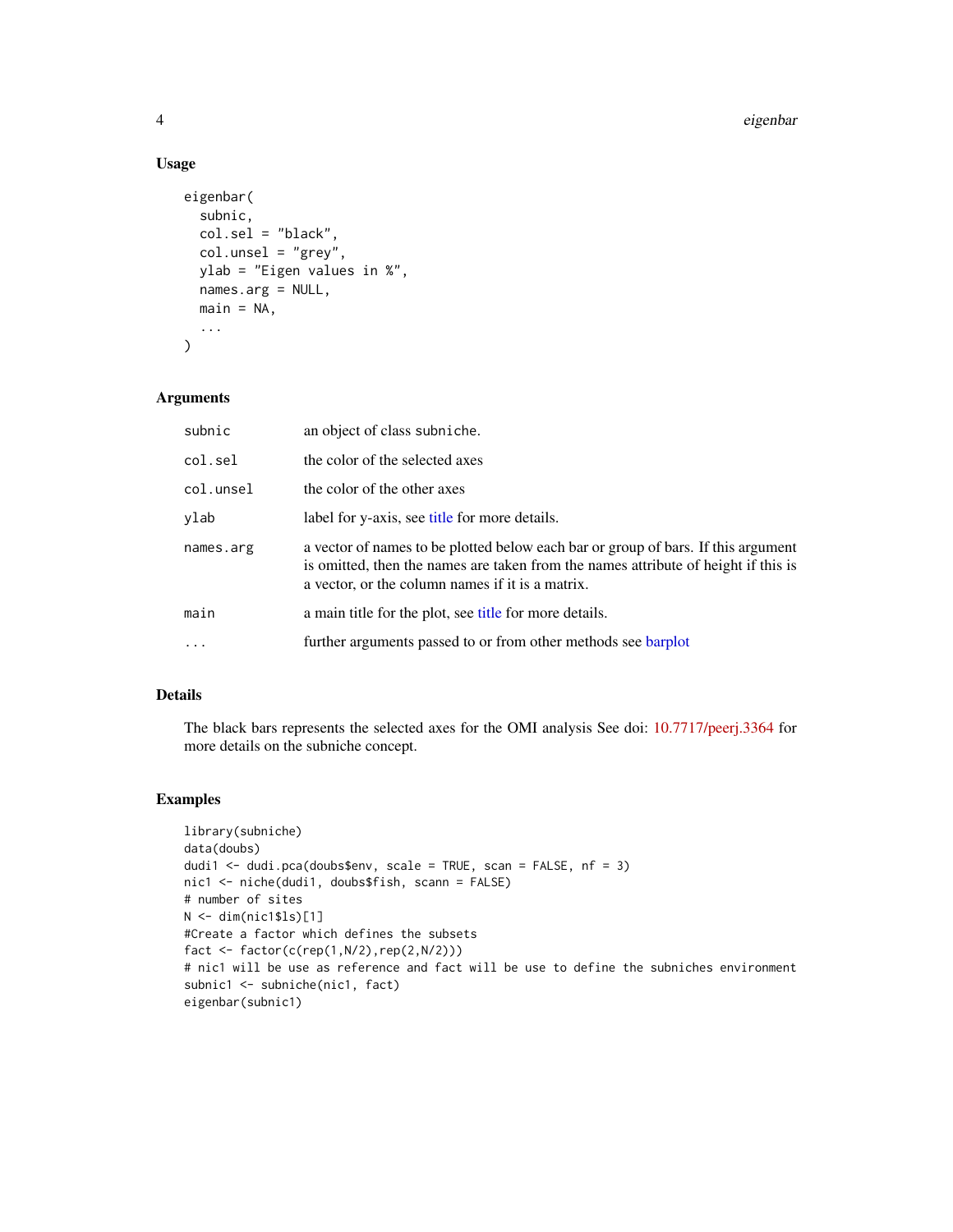### Usage

```
eigenbar(
  subnic,
  col.sel = "black",
  col.unsel = "grey",
  ylab = "Eigen values in %",
  names.arg = NULL,
  main = NA,
  ...
)
```

### Arguments

| | |
|---|---|
| `subnic` | an object of class `subniche`. |
| `col.sel` | the color of the selected axes |
| `col.unsel` | the color of the other axes |
| `ylab` | label for y-axis, see title for more details. |
| `names.arg` | a vector of names to be plotted below each bar or group of bars. If this argument is omitted, then the names are taken from the names attribute of height if this is a vector, or the column names if it is a matrix. |
| `main` | a main title for the plot, see title for more details. |
| `...` | further arguments passed to or from other methods see barplot |

### Details

The black bars represents the selected axes for the OMI analysis See doi: 10.7717/peerj.3364 for more details on the subniche concept.

### Examples

```
library(subniche)
data(doubs)
dudi1 <- dudi.pca(doubs$env, scale = TRUE, scan = FALSE, nf = 3)
nic1 <- niche(dudi1, doubs$fish, scann = FALSE)
# number of sites
N <- dim(nic1$ls)[1]
#Create a factor which defines the subsets
fact <- factor(c(rep(1,N/2),rep(2,N/2)))
# nic1 will be use as reference and fact will be use to define the subniches environment
subnic1 <- subniche(nic1, fact)
eigenbar(subnic1)
```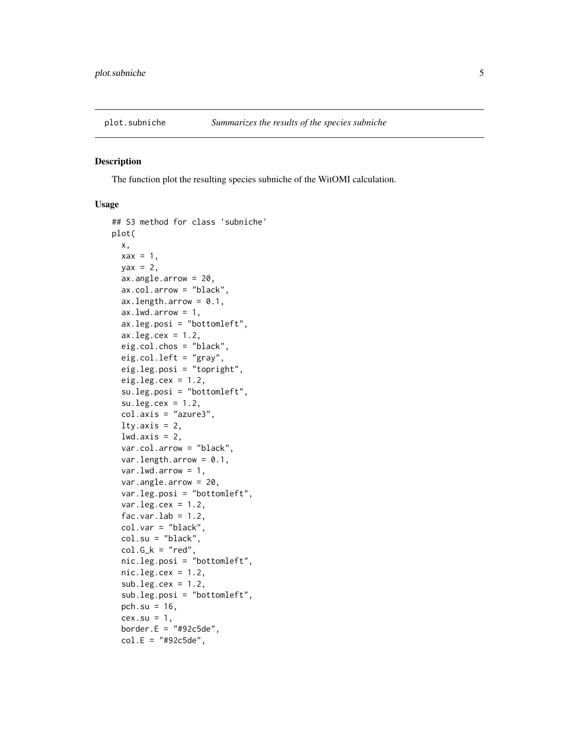plot.subniche — *Summarizes the results of the species subniche*

## Description

The function plot the resulting species subniche of the WitOMI calculation.

## Usage

```
## S3 method for class 'subniche'
plot(
  x,
  xax = 1,
  yax = 2,
  ax.angle.arrow = 20,
  ax.col.arrow = "black",
  ax.length.arrow = 0.1,
  ax.lwd.arrow = 1,
  ax.leg.posi = "bottomleft",
  ax.leg.cex = 1.2,
  eig.col.chos = "black",
  eig.col.left = "gray",
  eig.leg.posi = "topright",
  eig.leg.cex = 1.2,
  su.leg.posi = "bottomleft",
  su.leg.cex = 1.2,
  col.axis = "azure3",
  lty.axis = 2,
  lwd.axis = 2,
  var.col.arrow = "black",
  var.length.arrow = 0.1,
  var.lwd.arrow = 1,
  var.angle.arrow = 20,
  var.leg.posi = "bottomleft",
  var.leg.cex = 1.2,
  fac.var.lab = 1.2,
  col.var = "black",
  col.su = "black",
  col.G_k = "red",
  nic.leg.posi = "bottomleft",
  nic.leg.cex = 1.2,
  sub.leg.cex = 1.2,
  sub.leg.posi = "bottomleft",
  pch.su = 16,
  cex.su = 1,
  border.E = "#92c5de",
  col.E = "#92c5de",
```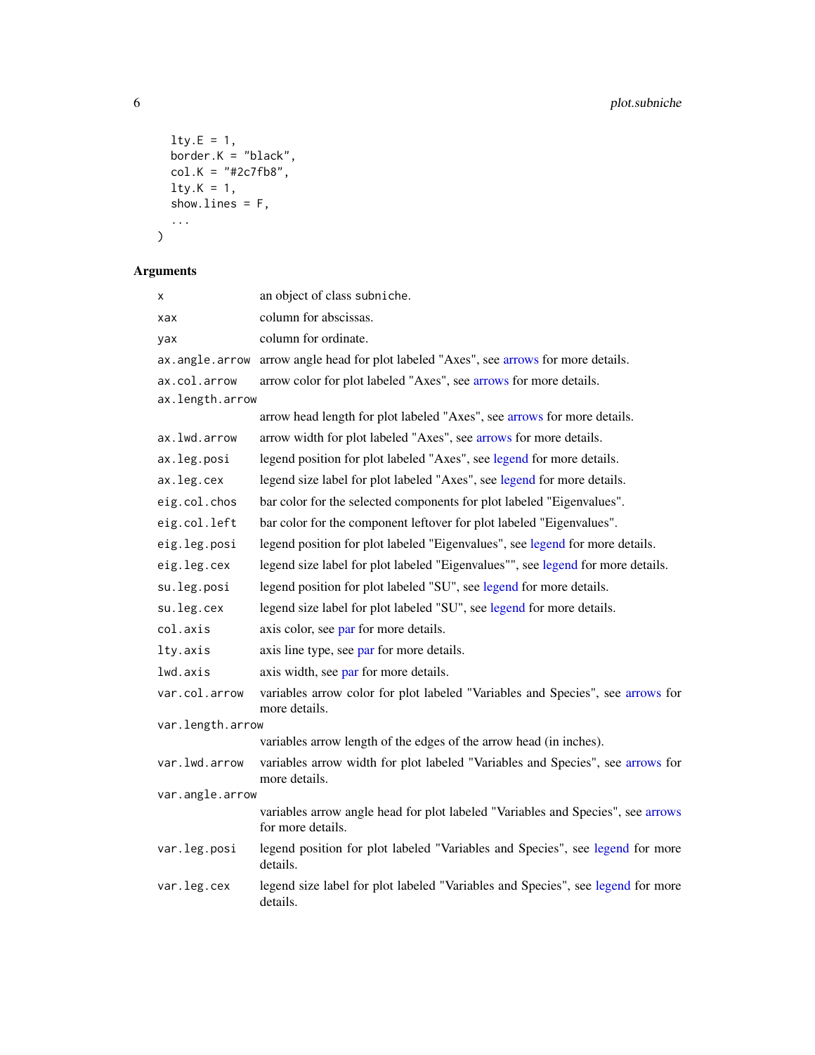```
    lty.E = 1,
    border.K = "black",
    col.K = "#2c7fb8",
    lty.K = 1,
    show.lines = F,
    ...
)
```

## Arguments

| Argument | Description |
|---|---|
| `x` | an object of class `subniche`. |
| `xax` | column for abscissas. |
| `yax` | column for ordinate. |
| `ax.angle.arrow` | arrow angle head for plot labeled "Axes", see arrows for more details. |
| `ax.col.arrow` | arrow color for plot labeled "Axes", see arrows for more details. |
| `ax.length.arrow` | arrow head length for plot labeled "Axes", see arrows for more details. |
| `ax.lwd.arrow` | arrow width for plot labeled "Axes", see arrows for more details. |
| `ax.leg.posi` | legend position for plot labeled "Axes", see legend for more details. |
| `ax.leg.cex` | legend size label for plot labeled "Axes", see legend for more details. |
| `eig.col.chos` | bar color for the selected components for plot labeled "Eigenvalues". |
| `eig.col.left` | bar color for the component leftover for plot labeled "Eigenvalues". |
| `eig.leg.posi` | legend position for plot labeled "Eigenvalues", see legend for more details. |
| `eig.leg.cex` | legend size label for plot labeled "Eigenvalues"", see legend for more details. |
| `su.leg.posi` | legend position for plot labeled "SU", see legend for more details. |
| `su.leg.cex` | legend size label for plot labeled "SU", see legend for more details. |
| `col.axis` | axis color, see par for more details. |
| `lty.axis` | axis line type, see par for more details. |
| `lwd.axis` | axis width, see par for more details. |
| `var.col.arrow` | variables arrow color for plot labeled "Variables and Species", see arrows for more details. |
| `var.length.arrow` | variables arrow length of the edges of the arrow head (in inches). |
| `var.lwd.arrow` | variables arrow width for plot labeled "Variables and Species", see arrows for more details. |
| `var.angle.arrow` | variables arrow angle head for plot labeled "Variables and Species", see arrows for more details. |
| `var.leg.posi` | legend position for plot labeled "Variables and Species", see legend for more details. |
| `var.leg.cex` | legend size label for plot labeled "Variables and Species", see legend for more details. |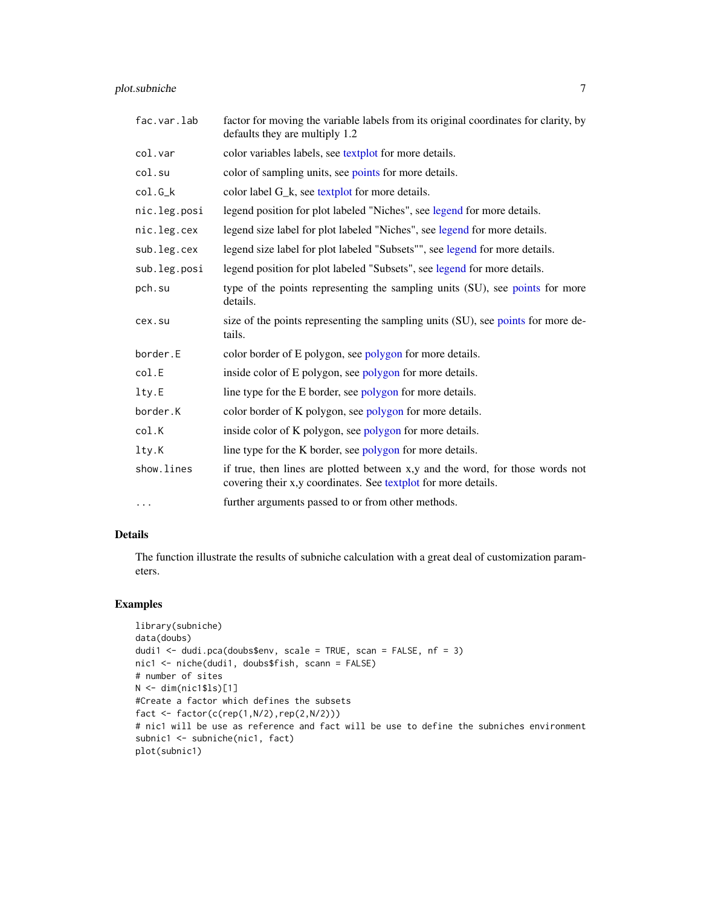| | |
|---|---|
| fac.var.lab | factor for moving the variable labels from its original coordinates for clarity, by defaults they are multiply 1.2 |
| col.var | color variables labels, see textplot for more details. |
| col.su | color of sampling units, see points for more details. |
| col.G_k | color label G_k, see textplot for more details. |
| nic.leg.posi | legend position for plot labeled "Niches", see legend for more details. |
| nic.leg.cex | legend size label for plot labeled "Niches", see legend for more details. |
| sub.leg.cex | legend size label for plot labeled "Subsets"", see legend for more details. |
| sub.leg.posi | legend position for plot labeled "Subsets", see legend for more details. |
| pch.su | type of the points representing the sampling units (SU), see points for more details. |
| cex.su | size of the points representing the sampling units (SU), see points for more details. |
| border.E | color border of E polygon, see polygon for more details. |
| col.E | inside color of E polygon, see polygon for more details. |
| lty.E | line type for the E border, see polygon for more details. |
| border.K | color border of K polygon, see polygon for more details. |
| col.K | inside color of K polygon, see polygon for more details. |
| lty.K | line type for the K border, see polygon for more details. |
| show.lines | if true, then lines are plotted between x,y and the word, for those words not covering their x,y coordinates. See textplot for more details. |
| ... | further arguments passed to or from other methods. |

## Details

The function illustrate the results of subniche calculation with a great deal of customization parameters.

## Examples

```
library(subniche)
data(doubs)
dudi1 <- dudi.pca(doubs$env, scale = TRUE, scan = FALSE, nf = 3)
nic1 <- niche(dudi1, doubs$fish, scann = FALSE)
# number of sites
N <- dim(nic1$ls)[1]
#Create a factor which defines the subsets
fact <- factor(c(rep(1,N/2),rep(2,N/2)))
# nic1 will be use as reference and fact will be use to define the subniches environment
subnic1 <- subniche(nic1, fact)
plot(subnic1)
```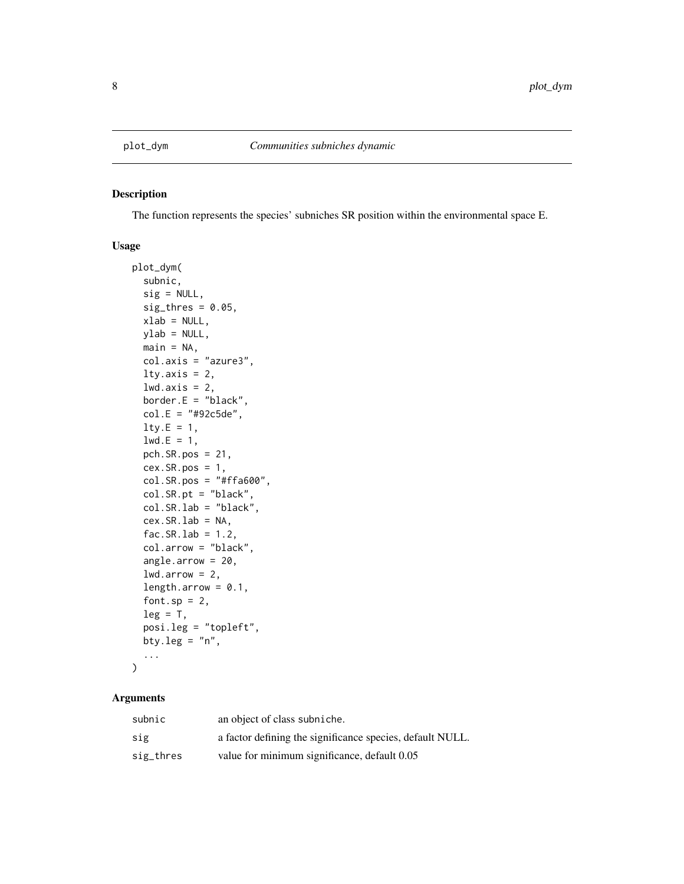plot_dym *Communities subniches dynamic*

## Description

The function represents the species' subniches SR position within the environmental space E.

## Usage

```
plot_dym(
  subnic,
  sig = NULL,
  sig_thres = 0.05,
  xlab = NULL,
  ylab = NULL,
  main = NA,
  col.axis = "azure3",
  lty.axis = 2,
  lwd.axis = 2,
  border.E = "black",
  col.E = "#92c5de",
  lty.E = 1,
  lwd.E = 1,
  pch.SR.pos = 21,
  cex.SR.pos = 1,
  col.SR.pos = "#ffa600",
  col.SR.pt = "black",
  col.SR.lab = "black",
  cex.SR.lab = NA,
  fac.SR.lab = 1.2,
  col.arrow = "black",
  angle.arrow = 20,
  lwd.arrow = 2,
  length.arrow = 0.1,
  font.sp = 2,
  leg = T,
  posi.leg = "topleft",
  bty.leg = "n",
  ...
)
```

## Arguments

| | |
|---|---|
| subnic | an object of class subniche. |
| sig | a factor defining the significance species, default NULL. |
| sig_thres | value for minimum significance, default 0.05 |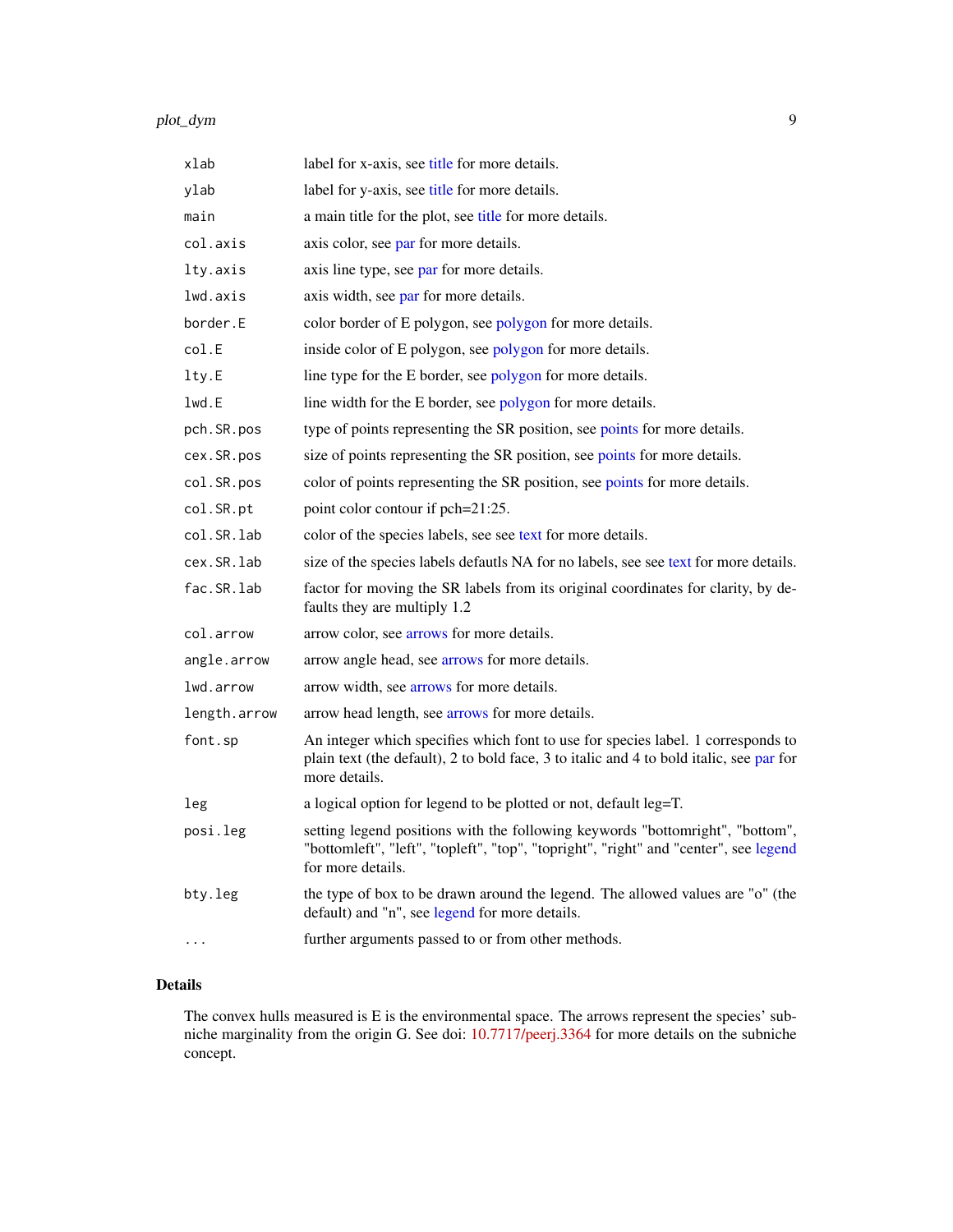| | |
|---|---|
| `xlab` | label for x-axis, see title for more details. |
| `ylab` | label for y-axis, see title for more details. |
| `main` | a main title for the plot, see title for more details. |
| `col.axis` | axis color, see par for more details. |
| `lty.axis` | axis line type, see par for more details. |
| `lwd.axis` | axis width, see par for more details. |
| `border.E` | color border of E polygon, see polygon for more details. |
| `col.E` | inside color of E polygon, see polygon for more details. |
| `lty.E` | line type for the E border, see polygon for more details. |
| `lwd.E` | line width for the E border, see polygon for more details. |
| `pch.SR.pos` | type of points representing the SR position, see points for more details. |
| `cex.SR.pos` | size of points representing the SR position, see points for more details. |
| `col.SR.pos` | color of points representing the SR position, see points for more details. |
| `col.SR.pt` | point color contour if pch=21:25. |
| `col.SR.lab` | color of the species labels, see see text for more details. |
| `cex.SR.lab` | size of the species labels defautls NA for no labels, see see text for more details. |
| `fac.SR.lab` | factor for moving the SR labels from its original coordinates for clarity, by defaults they are multiply 1.2 |
| `col.arrow` | arrow color, see arrows for more details. |
| `angle.arrow` | arrow angle head, see arrows for more details. |
| `lwd.arrow` | arrow width, see arrows for more details. |
| `length.arrow` | arrow head length, see arrows for more details. |
| `font.sp` | An integer which specifies which font to use for species label. 1 corresponds to plain text (the default), 2 to bold face, 3 to italic and 4 to bold italic, see par for more details. |
| `leg` | a logical option for legend to be plotted or not, default leg=T. |
| `posi.leg` | setting legend positions with the following keywords "bottomright", "bottom", "bottomleft", "left", "topleft", "top", "topright", "right" and "center", see legend for more details. |
| `bty.leg` | the type of box to be drawn around the legend. The allowed values are "o" (the default) and "n", see legend for more details. |
| `...` | further arguments passed to or from other methods. |

## Details

The convex hulls measured is E is the environmental space. The arrows represent the species' subniche marginality from the origin G. See doi: 10.7717/peerj.3364 for more details on the subniche concept.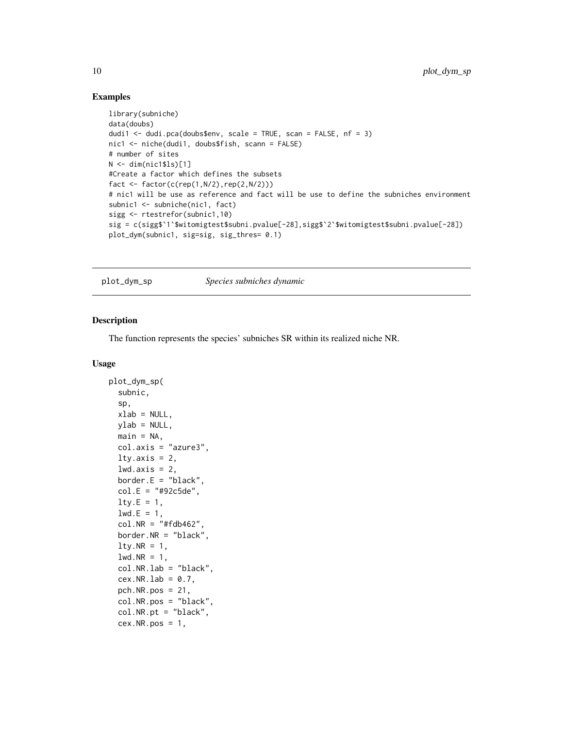## Examples

```
library(subniche)
data(doubs)
dudi1 <- dudi.pca(doubs$env, scale = TRUE, scan = FALSE, nf = 3)
nic1 <- niche(dudi1, doubs$fish, scann = FALSE)
# number of sites
N <- dim(nic1$ls)[1]
#Create a factor which defines the subsets
fact <- factor(c(rep(1,N/2),rep(2,N/2)))
# nic1 will be use as reference and fact will be use to define the subniches environment
subnic1 <- subniche(nic1, fact)
sigg <- rtestrefor(subnic1,10)
sig = c(sigg$`1`$witomigtest$subni.pvalue[-28],sigg$`2`$witomigtest$subni.pvalue[-28])
plot_dym(subnic1, sig=sig, sig_thres= 0.1)
```

---

# plot_dym_sp    *Species subniches dynamic*

---

## Description

The function represents the species' subniches SR within its realized niche NR.

## Usage

```
plot_dym_sp(
  subnic,
  sp,
  xlab = NULL,
  ylab = NULL,
  main = NA,
  col.axis = "azure3",
  lty.axis = 2,
  lwd.axis = 2,
  border.E = "black",
  col.E = "#92c5de",
  lty.E = 1,
  lwd.E = 1,
  col.NR = "#fdb462",
  border.NR = "black",
  lty.NR = 1,
  lwd.NR = 1,
  col.NR.lab = "black",
  cex.NR.lab = 0.7,
  pch.NR.pos = 21,
  col.NR.pos = "black",
  col.NR.pt = "black",
  cex.NR.pos = 1,
```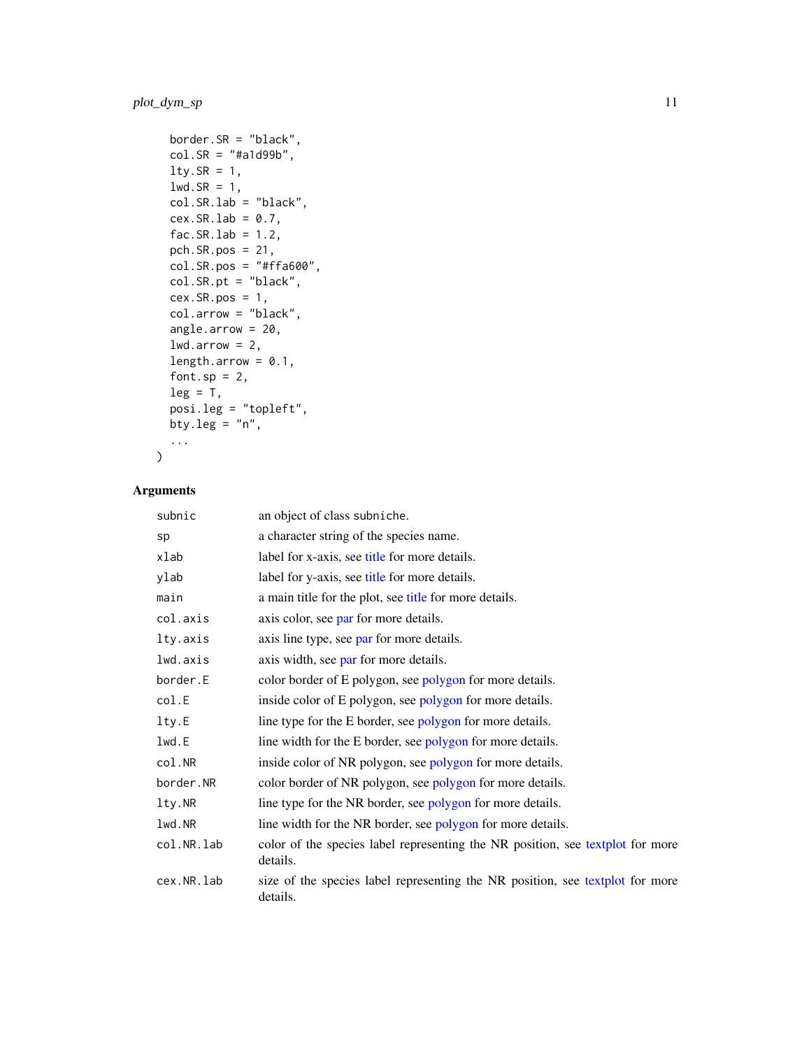```
  border.SR = "black",
  col.SR = "#a1d99b",
  lty.SR = 1,
  lwd.SR = 1,
  col.SR.lab = "black",
  cex.SR.lab = 0.7,
  fac.SR.lab = 1.2,
  pch.SR.pos = 21,
  col.SR.pos = "#ffa600",
  col.SR.pt = "black",
  cex.SR.pos = 1,
  col.arrow = "black",
  angle.arrow = 20,
  lwd.arrow = 2,
  length.arrow = 0.1,
  font.sp = 2,
  leg = T,
  posi.leg = "topleft",
  bty.leg = "n",
  ...
)
```

## Arguments

| | |
|---|---|
| `subnic` | an object of class `subniche`. |
| `sp` | a character string of the species name. |
| `xlab` | label for x-axis, see title for more details. |
| `ylab` | label for y-axis, see title for more details. |
| `main` | a main title for the plot, see title for more details. |
| `col.axis` | axis color, see par for more details. |
| `lty.axis` | axis line type, see par for more details. |
| `lwd.axis` | axis width, see par for more details. |
| `border.E` | color border of E polygon, see polygon for more details. |
| `col.E` | inside color of E polygon, see polygon for more details. |
| `lty.E` | line type for the E border, see polygon for more details. |
| `lwd.E` | line width for the E border, see polygon for more details. |
| `col.NR` | inside color of NR polygon, see polygon for more details. |
| `border.NR` | color border of NR polygon, see polygon for more details. |
| `lty.NR` | line type for the NR border, see polygon for more details. |
| `lwd.NR` | line width for the NR border, see polygon for more details. |
| `col.NR.lab` | color of the species label representing the NR position, see textplot for more details. |
| `cex.NR.lab` | size of the species label representing the NR position, see textplot for more details. |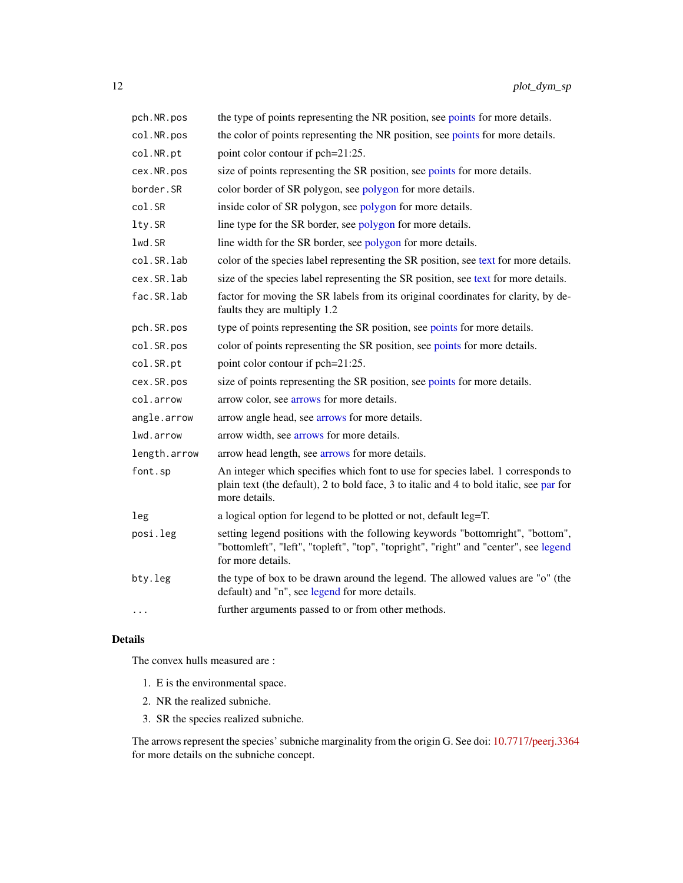| | |
|---|---|
| `pch.NR.pos` | the type of points representing the NR position, see points for more details. |
| `col.NR.pos` | the color of points representing the NR position, see points for more details. |
| `col.NR.pt` | point color contour if pch=21:25. |
| `cex.NR.pos` | size of points representing the SR position, see points for more details. |
| `border.SR` | color border of SR polygon, see polygon for more details. |
| `col.SR` | inside color of SR polygon, see polygon for more details. |
| `lty.SR` | line type for the SR border, see polygon for more details. |
| `lwd.SR` | line width for the SR border, see polygon for more details. |
| `col.SR.lab` | color of the species label representing the SR position, see text for more details. |
| `cex.SR.lab` | size of the species label representing the SR position, see text for more details. |
| `fac.SR.lab` | factor for moving the SR labels from its original coordinates for clarity, by defaults they are multiply 1.2 |
| `pch.SR.pos` | type of points representing the SR position, see points for more details. |
| `col.SR.pos` | color of points representing the SR position, see points for more details. |
| `col.SR.pt` | point color contour if pch=21:25. |
| `cex.SR.pos` | size of points representing the SR position, see points for more details. |
| `col.arrow` | arrow color, see arrows for more details. |
| `angle.arrow` | arrow angle head, see arrows for more details. |
| `lwd.arrow` | arrow width, see arrows for more details. |
| `length.arrow` | arrow head length, see arrows for more details. |
| `font.sp` | An integer which specifies which font to use for species label. 1 corresponds to plain text (the default), 2 to bold face, 3 to italic and 4 to bold italic, see par for more details. |
| `leg` | a logical option for legend to be plotted or not, default leg=T. |
| `posi.leg` | setting legend positions with the following keywords "bottomright", "bottom", "bottomleft", "left", "topleft", "top", "topright", "right" and "center", see legend for more details. |
| `bty.leg` | the type of box to be drawn around the legend. The allowed values are "o" (the default) and "n", see legend for more details. |
| `...` | further arguments passed to or from other methods. |

## Details

The convex hulls measured are :

1. E is the environmental space.
2. NR the realized subniche.
3. SR the species realized subniche.

The arrows represent the species' subniche marginality from the origin G. See doi: 10.7717/peerj.3364 for more details on the subniche concept.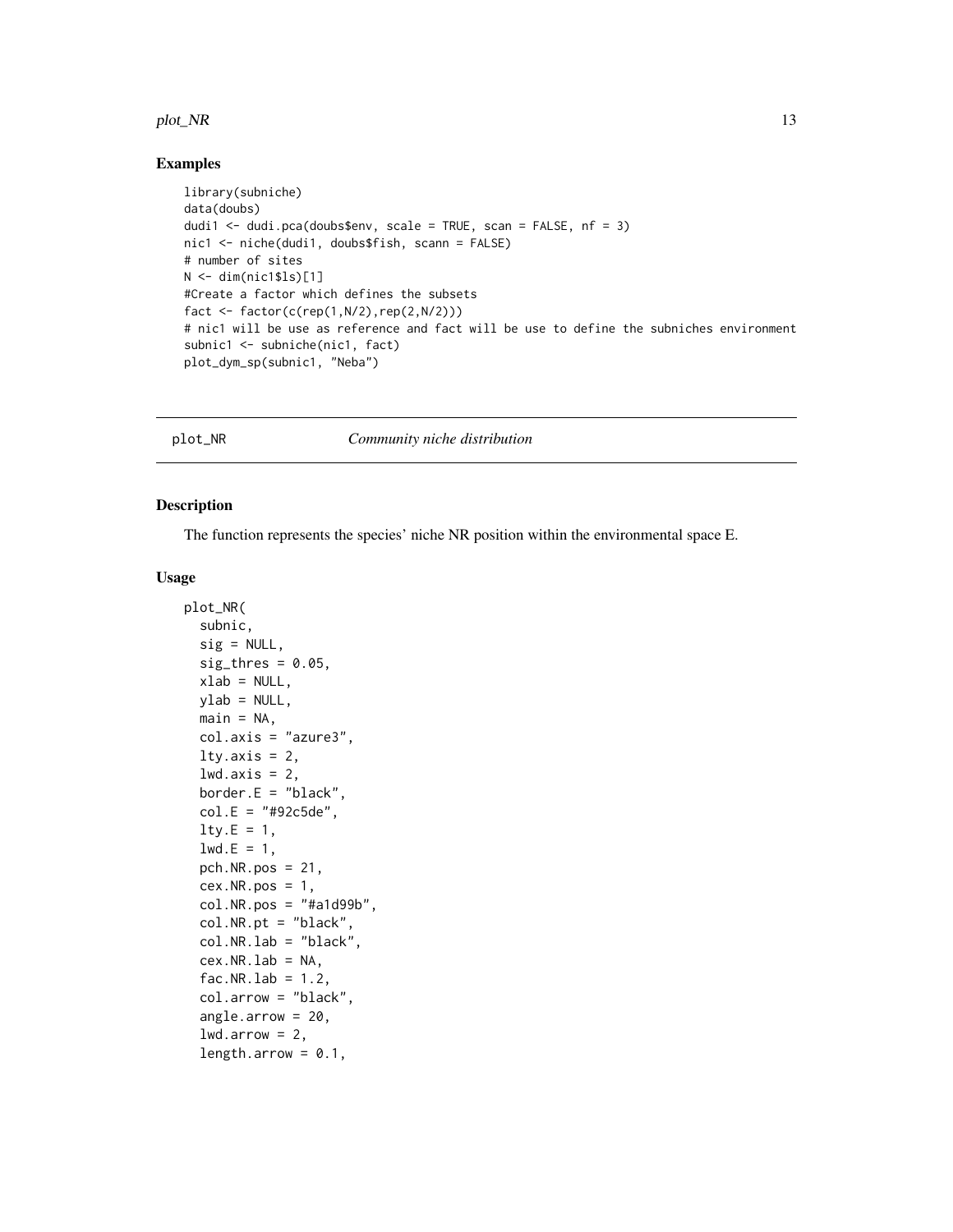## Examples

```
library(subniche)
data(doubs)
dudi1 <- dudi.pca(doubs$env, scale = TRUE, scan = FALSE, nf = 3)
nic1 <- niche(dudi1, doubs$fish, scann = FALSE)
# number of sites
N <- dim(nic1$ls)[1]
#Create a factor which defines the subsets
fact <- factor(c(rep(1,N/2),rep(2,N/2)))
# nic1 will be use as reference and fact will be use to define the subniches environment
subnic1 <- subniche(nic1, fact)
plot_dym_sp(subnic1, "Neba")
```

---

# plot_NR — *Community niche distribution*

## Description

The function represents the species' niche NR position within the environmental space E.

## Usage

```
plot_NR(
  subnic,
  sig = NULL,
  sig_thres = 0.05,
  xlab = NULL,
  ylab = NULL,
  main = NA,
  col.axis = "azure3",
  lty.axis = 2,
  lwd.axis = 2,
  border.E = "black",
  col.E = "#92c5de",
  lty.E = 1,
  lwd.E = 1,
  pch.NR.pos = 21,
  cex.NR.pos = 1,
  col.NR.pos = "#a1d99b",
  col.NR.pt = "black",
  col.NR.lab = "black",
  cex.NR.lab = NA,
  fac.NR.lab = 1.2,
  col.arrow = "black",
  angle.arrow = 20,
  lwd.arrow = 2,
  length.arrow = 0.1,
```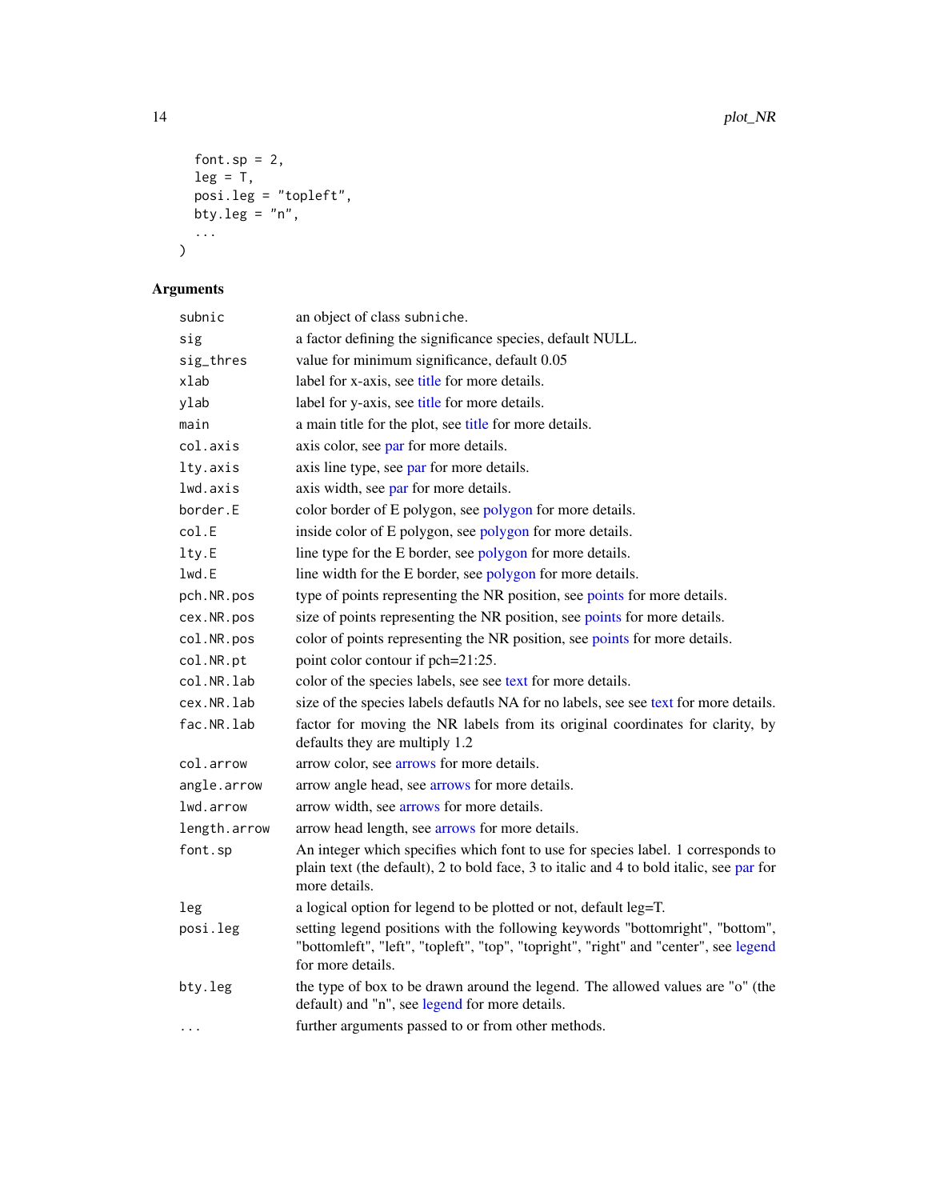```
  font.sp = 2,
  leg = T,
  posi.leg = "topleft",
  bty.leg = "n",
  ...
)
```

## Arguments

| Argument | Description |
|---|---|
| `subnic` | an object of class `subniche`. |
| `sig` | a factor defining the significance species, default NULL. |
| `sig_thres` | value for minimum significance, default 0.05 |
| `xlab` | label for x-axis, see title for more details. |
| `ylab` | label for y-axis, see title for more details. |
| `main` | a main title for the plot, see title for more details. |
| `col.axis` | axis color, see par for more details. |
| `lty.axis` | axis line type, see par for more details. |
| `lwd.axis` | axis width, see par for more details. |
| `border.E` | color border of E polygon, see polygon for more details. |
| `col.E` | inside color of E polygon, see polygon for more details. |
| `lty.E` | line type for the E border, see polygon for more details. |
| `lwd.E` | line width for the E border, see polygon for more details. |
| `pch.NR.pos` | type of points representing the NR position, see points for more details. |
| `cex.NR.pos` | size of points representing the NR position, see points for more details. |
| `col.NR.pos` | color of points representing the NR position, see points for more details. |
| `col.NR.pt` | point color contour if pch=21:25. |
| `col.NR.lab` | color of the species labels, see see text for more details. |
| `cex.NR.lab` | size of the species labels defautls NA for no labels, see see text for more details. |
| `fac.NR.lab` | factor for moving the NR labels from its original coordinates for clarity, by defaults they are multiply 1.2 |
| `col.arrow` | arrow color, see arrows for more details. |
| `angle.arrow` | arrow angle head, see arrows for more details. |
| `lwd.arrow` | arrow width, see arrows for more details. |
| `length.arrow` | arrow head length, see arrows for more details. |
| `font.sp` | An integer which specifies which font to use for species label. 1 corresponds to plain text (the default), 2 to bold face, 3 to italic and 4 to bold italic, see par for more details. |
| `leg` | a logical option for legend to be plotted or not, default leg=T. |
| `posi.leg` | setting legend positions with the following keywords "bottomright", "bottom", "bottomleft", "left", "topleft", "top", "topright", "right" and "center", see legend for more details. |
| `bty.leg` | the type of box to be drawn around the legend. The allowed values are "o" (the default) and "n", see legend for more details. |
| `...` | further arguments passed to or from other methods. |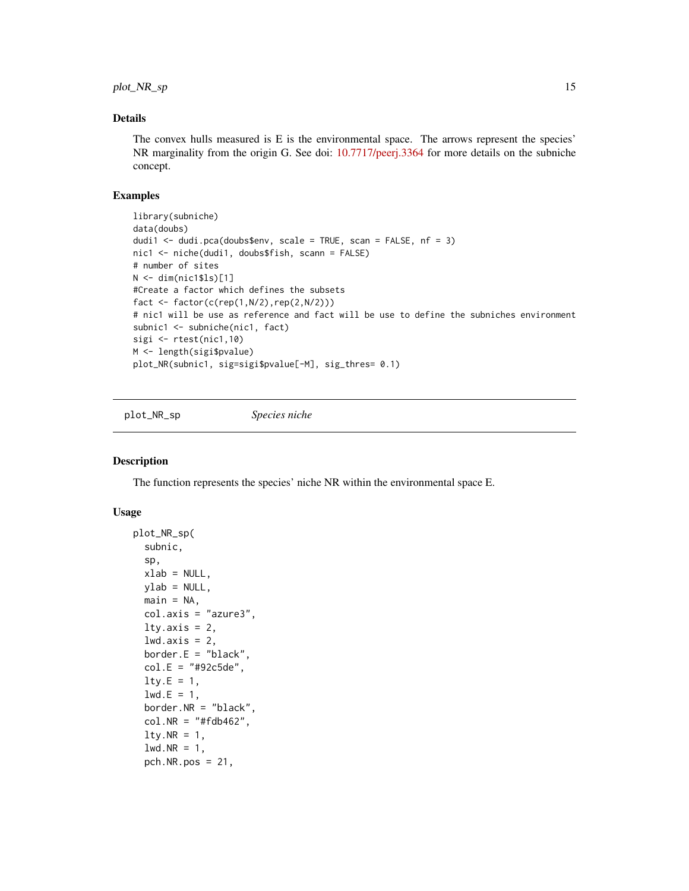## Details

The convex hulls measured is E is the environmental space. The arrows represent the species' NR marginality from the origin G. See doi: 10.7717/peerj.3364 for more details on the subniche concept.

## Examples

```
library(subniche)
data(doubs)
dudi1 <- dudi.pca(doubs$env, scale = TRUE, scan = FALSE, nf = 3)
nic1 <- niche(dudi1, doubs$fish, scann = FALSE)
# number of sites
N <- dim(nic1$ls)[1]
#Create a factor which defines the subsets
fact <- factor(c(rep(1,N/2),rep(2,N/2)))
# nic1 will be use as reference and fact will be use to define the subniches environment
subnic1 <- subniche(nic1, fact)
sigi <- rtest(nic1,10)
M <- length(sigi$pvalue)
plot_NR(subnic1, sig=sigi$pvalue[-M], sig_thres= 0.1)
```

---

# plot_NR_sp    *Species niche*

## Description

The function represents the species' niche NR within the environmental space E.

## Usage

```
plot_NR_sp(
  subnic,
  sp,
  xlab = NULL,
  ylab = NULL,
  main = NA,
  col.axis = "azure3",
  lty.axis = 2,
  lwd.axis = 2,
  border.E = "black",
  col.E = "#92c5de",
  lty.E = 1,
  lwd.E = 1,
  border.NR = "black",
  col.NR = "#fdb462",
  lty.NR = 1,
  lwd.NR = 1,
  pch.NR.pos = 21,
```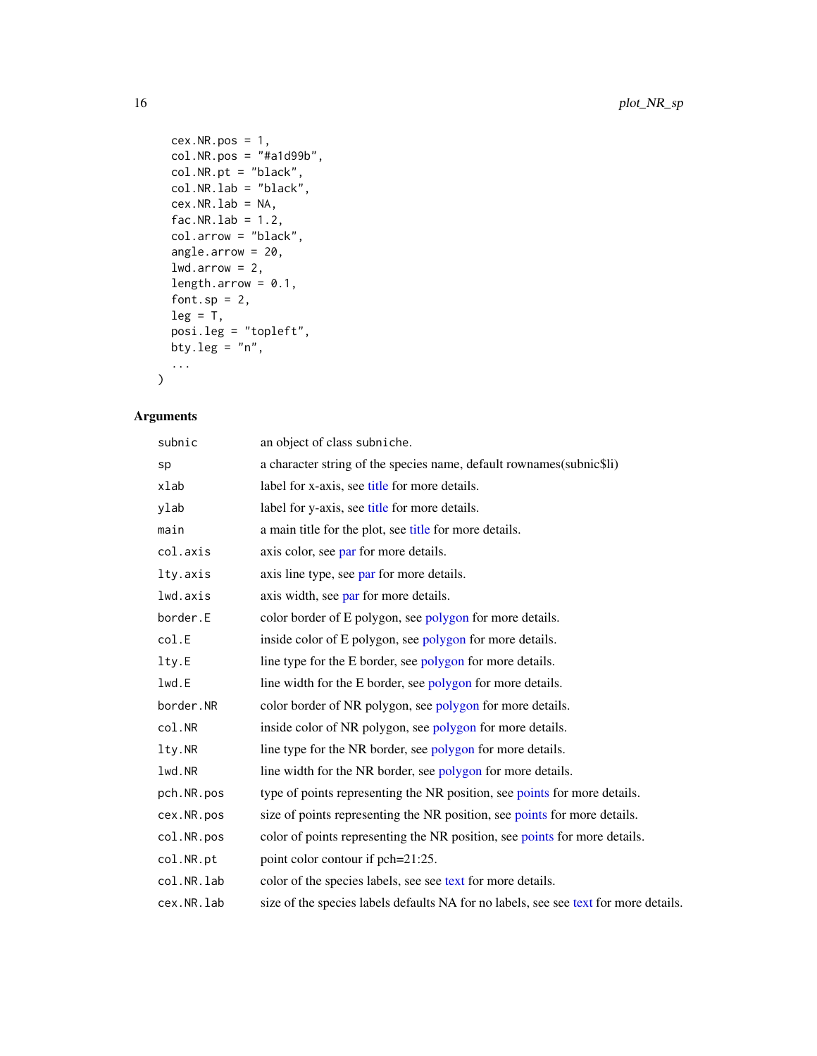```
    cex.NR.pos = 1,
    col.NR.pos = "#a1d99b",
    col.NR.pt = "black",
    col.NR.lab = "black",
    cex.NR.lab = NA,
    fac.NR.lab = 1.2,
    col.arrow = "black",
    angle.arrow = 20,
    lwd.arrow = 2,
    length.arrow = 0.1,
    font.sp = 2,
    leg = T,
    posi.leg = "topleft",
    bty.leg = "n",
    ...
)
```

## Arguments

| | |
|---|---|
| `subnic` | an object of class `subniche`. |
| `sp` | a character string of the species name, default rownames(subnic$li) |
| `xlab` | label for x-axis, see title for more details. |
| `ylab` | label for y-axis, see title for more details. |
| `main` | a main title for the plot, see title for more details. |
| `col.axis` | axis color, see par for more details. |
| `lty.axis` | axis line type, see par for more details. |
| `lwd.axis` | axis width, see par for more details. |
| `border.E` | color border of E polygon, see polygon for more details. |
| `col.E` | inside color of E polygon, see polygon for more details. |
| `lty.E` | line type for the E border, see polygon for more details. |
| `lwd.E` | line width for the E border, see polygon for more details. |
| `border.NR` | color border of NR polygon, see polygon for more details. |
| `col.NR` | inside color of NR polygon, see polygon for more details. |
| `lty.NR` | line type for the NR border, see polygon for more details. |
| `lwd.NR` | line width for the NR border, see polygon for more details. |
| `pch.NR.pos` | type of points representing the NR position, see points for more details. |
| `cex.NR.pos` | size of points representing the NR position, see points for more details. |
| `col.NR.pos` | color of points representing the NR position, see points for more details. |
| `col.NR.pt` | point color contour if pch=21:25. |
| `col.NR.lab` | color of the species labels, see see text for more details. |
| `cex.NR.lab` | size of the species labels defaults NA for no labels, see see text for more details. |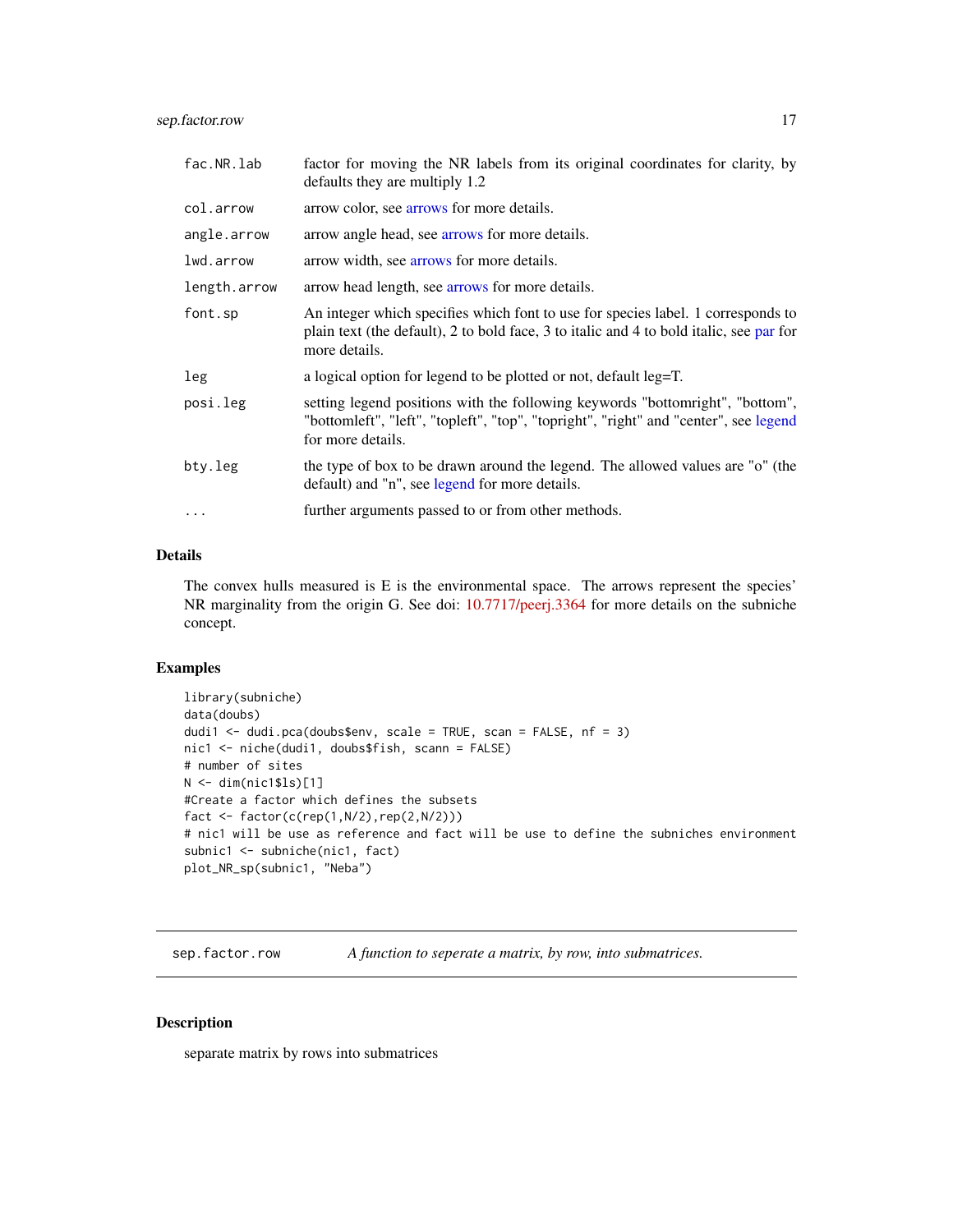| | |
|---|---|
| fac.NR.lab | factor for moving the NR labels from its original coordinates for clarity, by defaults they are multiply 1.2 |
| col.arrow | arrow color, see arrows for more details. |
| angle.arrow | arrow angle head, see arrows for more details. |
| lwd.arrow | arrow width, see arrows for more details. |
| length.arrow | arrow head length, see arrows for more details. |
| font.sp | An integer which specifies which font to use for species label. 1 corresponds to plain text (the default), 2 to bold face, 3 to italic and 4 to bold italic, see par for more details. |
| leg | a logical option for legend to be plotted or not, default leg=T. |
| posi.leg | setting legend positions with the following keywords "bottomright", "bottom", "bottomleft", "left", "topleft", "top", "topright", "right" and "center", see legend for more details. |
| bty.leg | the type of box to be drawn around the legend. The allowed values are "o" (the default) and "n", see legend for more details. |
| ... | further arguments passed to or from other methods. |

### Details

The convex hulls measured is E is the environmental space. The arrows represent the species' NR marginality from the origin G. See doi: 10.7717/peerj.3364 for more details on the subniche concept.

### Examples

```
library(subniche)
data(doubs)
dudi1 <- dudi.pca(doubs$env, scale = TRUE, scan = FALSE, nf = 3)
nic1 <- niche(dudi1, doubs$fish, scann = FALSE)
# number of sites
N <- dim(nic1$ls)[1]
#Create a factor which defines the subsets
fact <- factor(c(rep(1,N/2),rep(2,N/2)))
# nic1 will be use as reference and fact will be use to define the subniches environment
subnic1 <- subniche(nic1, fact)
plot_NR_sp(subnic1, "Neba")
```

---

## sep.factor.row — *A function to seperate a matrix, by row, into submatrices.*

---

### Description

separate matrix by rows into submatrices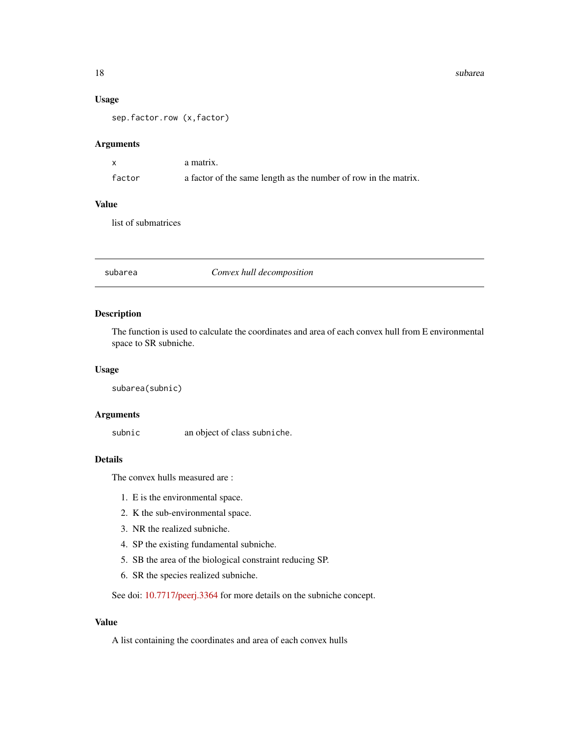### Usage

```
sep.factor.row (x,factor)
```

### Arguments

| | |
|---|---|
| `x` | a matrix. |
| `factor` | a factor of the same length as the number of row in the matrix. |

### Value

list of submatrices

---

## subarea — *Convex hull decomposition*

---

### Description

The function is used to calculate the coordinates and area of each convex hull from E environmental space to SR subniche.

### Usage

```
subarea(subnic)
```

### Arguments

| | |
|---|---|
| `subnic` | an object of class `subniche`. |

### Details

The convex hulls measured are :

1. E is the environmental space.
2. K the sub-environmental space.
3. NR the realized subniche.
4. SP the existing fundamental subniche.
5. SB the area of the biological constraint reducing SP.
6. SR the species realized subniche.

See doi: 10.7717/peerj.3364 for more details on the subniche concept.

### Value

A list containing the coordinates and area of each convex hulls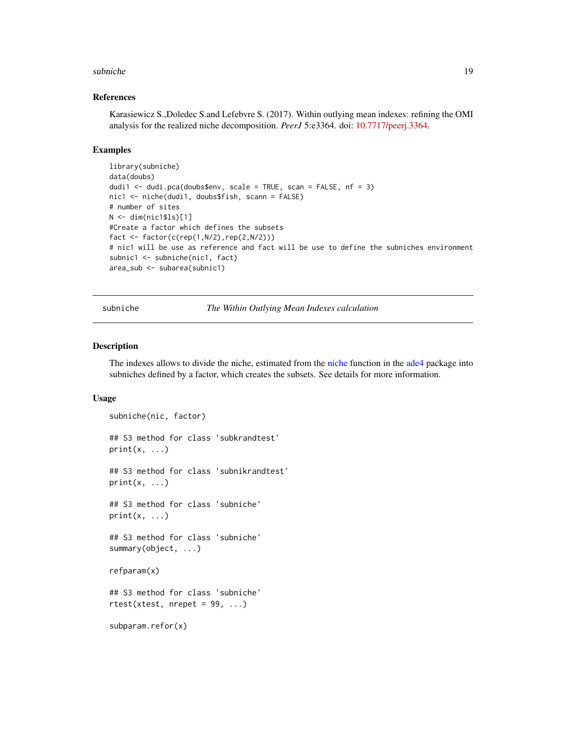### References

Karasiewicz S.,Doledec S.and Lefebvre S. (2017). Within outlying mean indexes: refining the OMI analysis for the realized niche decomposition. *PeerJ* 5:e3364. doi: 10.7717/peerj.3364.

### Examples

```
library(subniche)
data(doubs)
dudi1 <- dudi.pca(doubs$env, scale = TRUE, scan = FALSE, nf = 3)
nic1 <- niche(dudi1, doubs$fish, scann = FALSE)
# number of sites
N <- dim(nic1$ls)[1]
#Create a factor which defines the subsets
fact <- factor(c(rep(1,N/2),rep(2,N/2)))
# nic1 will be use as reference and fact will be use to define the subniches environment
subnic1 <- subniche(nic1, fact)
area_sub <- subarea(subnic1)
```

---

## subniche *The Within Outlying Mean Indexes calculation*

---

### Description

The indexes allows to divide the niche, estimated from the niche function in the ade4 package into subniches defined by a factor, which creates the subsets. See details for more information.

### Usage

```
subniche(nic, factor)

## S3 method for class 'subkrandtest'
print(x, ...)

## S3 method for class 'subnikrandtest'
print(x, ...)

## S3 method for class 'subniche'
print(x, ...)

## S3 method for class 'subniche'
summary(object, ...)

refparam(x)

## S3 method for class 'subniche'
rtest(xtest, nrepet = 99, ...)

subparam.refor(x)
```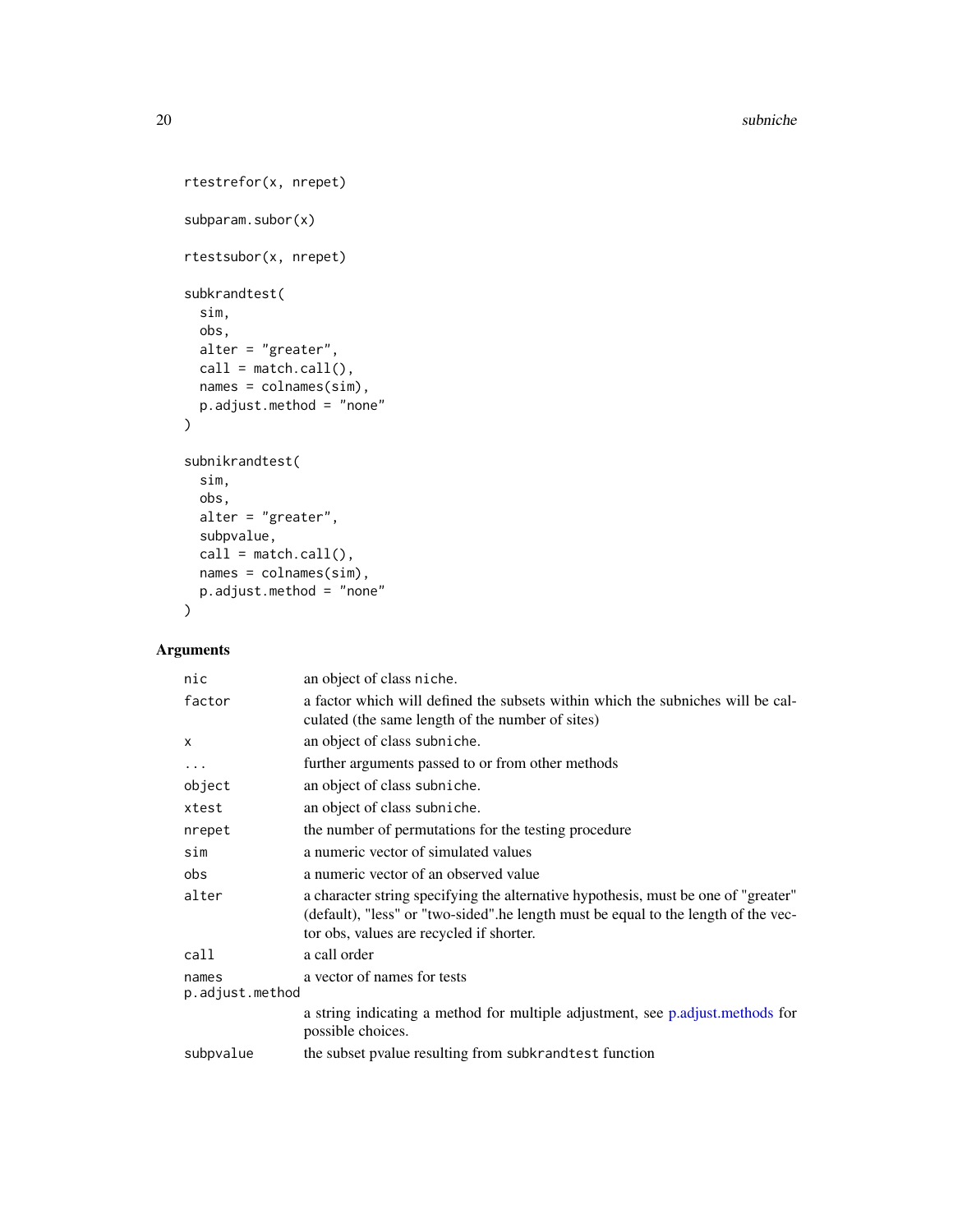```
rtestrefor(x, nrepet)

subparam.subor(x)

rtestsubor(x, nrepet)

subkrandtest(
  sim,
  obs,
  alter = "greater",
  call = match.call(),
  names = colnames(sim),
  p.adjust.method = "none"
)

subnikrandtest(
  sim,
  obs,
  alter = "greater",
  subpvalue,
  call = match.call(),
  names = colnames(sim),
  p.adjust.method = "none"
)
```

## Arguments

| | |
|---|---|
| `nic` | an object of class `niche`. |
| `factor` | a factor which will defined the subsets within which the subniches will be calculated (the same length of the number of sites) |
| `x` | an object of class `subniche`. |
| `...` | further arguments passed to or from other methods |
| `object` | an object of class `subniche`. |
| `xtest` | an object of class `subniche`. |
| `nrepet` | the number of permutations for the testing procedure |
| `sim` | a numeric vector of simulated values |
| `obs` | a numeric vector of an observed value |
| `alter` | a character string specifying the alternative hypothesis, must be one of "greater" (default), "less" or "two-sided".he length must be equal to the length of the vector obs, values are recycled if shorter. |
| `call` | a call order |
| `names` | a vector of names for tests |
| `p.adjust.method` | a string indicating a method for multiple adjustment, see p.adjust.methods for possible choices. |
| `subpvalue` | the subset pvalue resulting from `subkrandtest` function |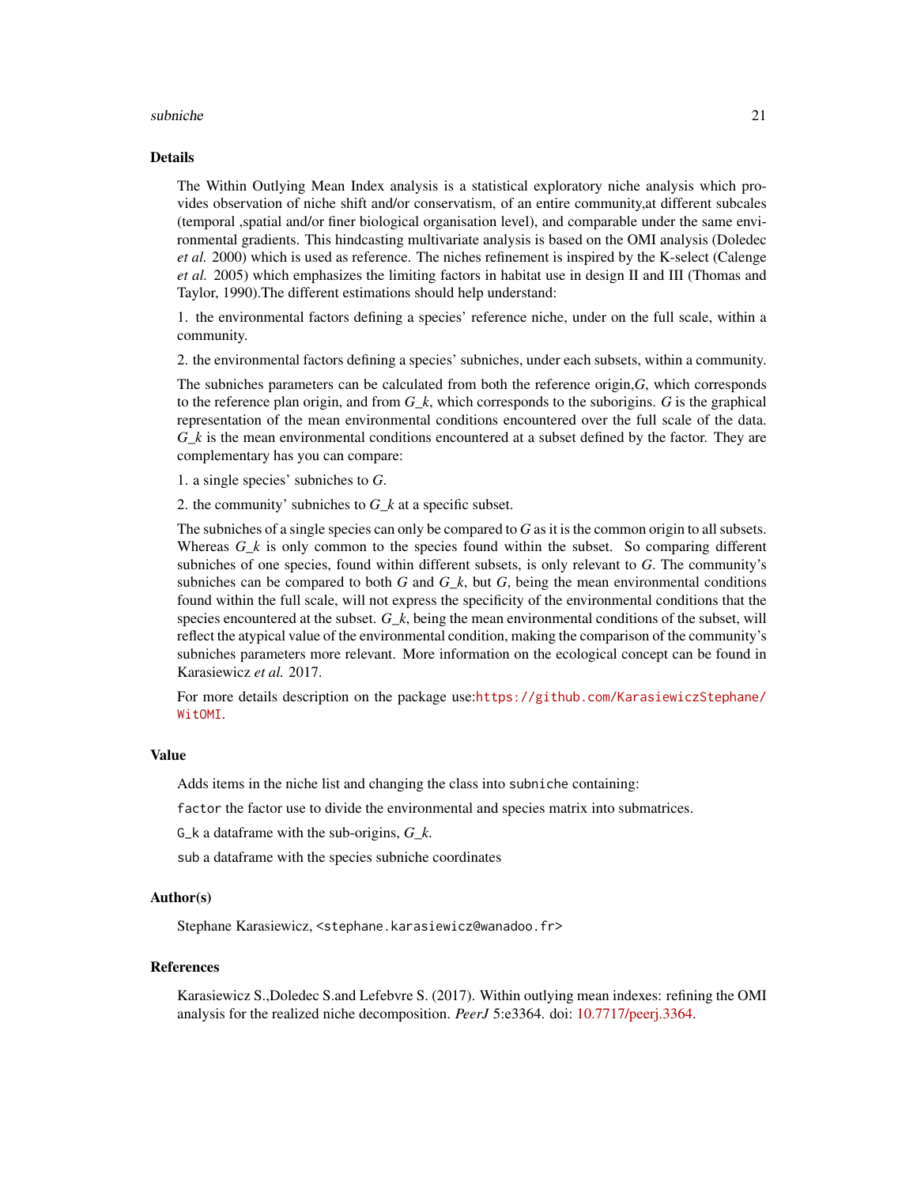## Details

The Within Outlying Mean Index analysis is a statistical exploratory niche analysis which provides observation of niche shift and/or conservatism, of an entire community,at different subcales (temporal ,spatial and/or finer biological organisation level), and comparable under the same environmental gradients. This hindcasting multivariate analysis is based on the OMI analysis (Doledec *et al.* 2000) which is used as reference. The niches refinement is inspired by the K-select (Calenge *et al.* 2005) which emphasizes the limiting factors in habitat use in design II and III (Thomas and Taylor, 1990).The different estimations should help understand:

1. the environmental factors defining a species' reference niche, under on the full scale, within a community.

2. the environmental factors defining a species' subniches, under each subsets, within a community.

The subniches parameters can be calculated from both the reference origin,*G*, which corresponds to the reference plan origin, and from *G_k*, which corresponds to the suborigins. *G* is the graphical representation of the mean environmental conditions encountered over the full scale of the data. *G_k* is the mean environmental conditions encountered at a subset defined by the factor. They are complementary has you can compare:

1. a single species' subniches to *G*.

2. the community' subniches to *G_k* at a specific subset.

The subniches of a single species can only be compared to *G* as it is the common origin to all subsets. Whereas *G_k* is only common to the species found within the subset. So comparing different subniches of one species, found within different subsets, is only relevant to *G*. The community's subniches can be compared to both *G* and *G_k*, but *G*, being the mean environmental conditions found within the full scale, will not express the specificity of the environmental conditions that the species encountered at the subset. *G_k*, being the mean environmental conditions of the subset, will reflect the atypical value of the environmental condition, making the comparison of the community's subniches parameters more relevant. More information on the ecological concept can be found in Karasiewicz *et al.* 2017.

For more details description on the package use:https://github.com/KarasiewiczStephane/WitOMI.

## Value

Adds items in the niche list and changing the class into `subniche` containing:

`factor` the factor use to divide the environmental and species matrix into submatrices.

`G_k` a dataframe with the sub-origins, *G_k*.

`sub` a dataframe with the species subniche coordinates

## Author(s)

Stephane Karasiewicz, <stephane.karasiewicz@wanadoo.fr>

## References

Karasiewicz S.,Doledec S.and Lefebvre S. (2017). Within outlying mean indexes: refining the OMI analysis for the realized niche decomposition. *PeerJ* 5:e3364. doi: 10.7717/peerj.3364.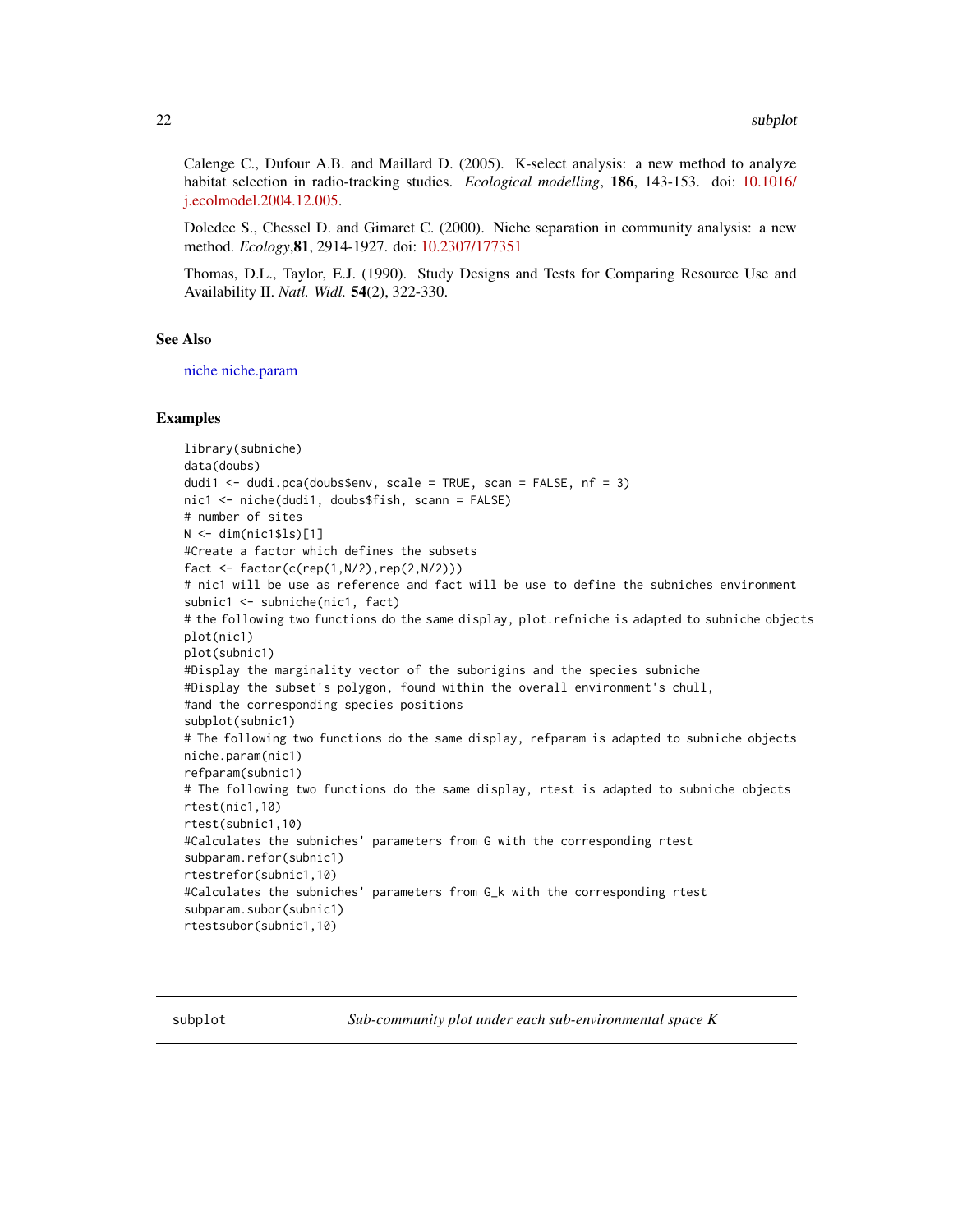Calenge C., Dufour A.B. and Maillard D. (2005). K-select analysis: a new method to analyze habitat selection in radio-tracking studies. *Ecological modelling*, **186**, 143-153. doi: 10.1016/j.ecolmodel.2004.12.005.

Doledec S., Chessel D. and Gimaret C. (2000). Niche separation in community analysis: a new method. *Ecology*,**81**, 2914-1927. doi: 10.2307/177351

Thomas, D.L., Taylor, E.J. (1990). Study Designs and Tests for Comparing Resource Use and Availability II. *Natl. Widl.* **54**(2), 322-330.

## See Also

niche niche.param

## Examples

```
library(subniche)
data(doubs)
dudi1 <- dudi.pca(doubs$env, scale = TRUE, scan = FALSE, nf = 3)
nic1 <- niche(dudi1, doubs$fish, scann = FALSE)
# number of sites
N <- dim(nic1$ls)[1]
#Create a factor which defines the subsets
fact <- factor(c(rep(1,N/2),rep(2,N/2)))
# nic1 will be use as reference and fact will be use to define the subniches environment
subnic1 <- subniche(nic1, fact)
# the following two functions do the same display, plot.refniche is adapted to subniche objects
plot(nic1)
plot(subnic1)
#Display the marginality vector of the suborigins and the species subniche
#Display the subset's polygon, found within the overall environment's chull,
#and the corresponding species positions
subplot(subnic1)
# The following two functions do the same display, refparam is adapted to subniche objects
niche.param(nic1)
refparam(subnic1)
# The following two functions do the same display, rtest is adapted to subniche objects
rtest(nic1,10)
rtest(subnic1,10)
#Calculates the subniches' parameters from G with the corresponding rtest
subparam.refor(subnic1)
rtestrefor(subnic1,10)
#Calculates the subniches' parameters from G_k with the corresponding rtest
subparam.subor(subnic1)
rtestsubor(subnic1,10)
```

# subplot — *Sub-community plot under each sub-environmental space K*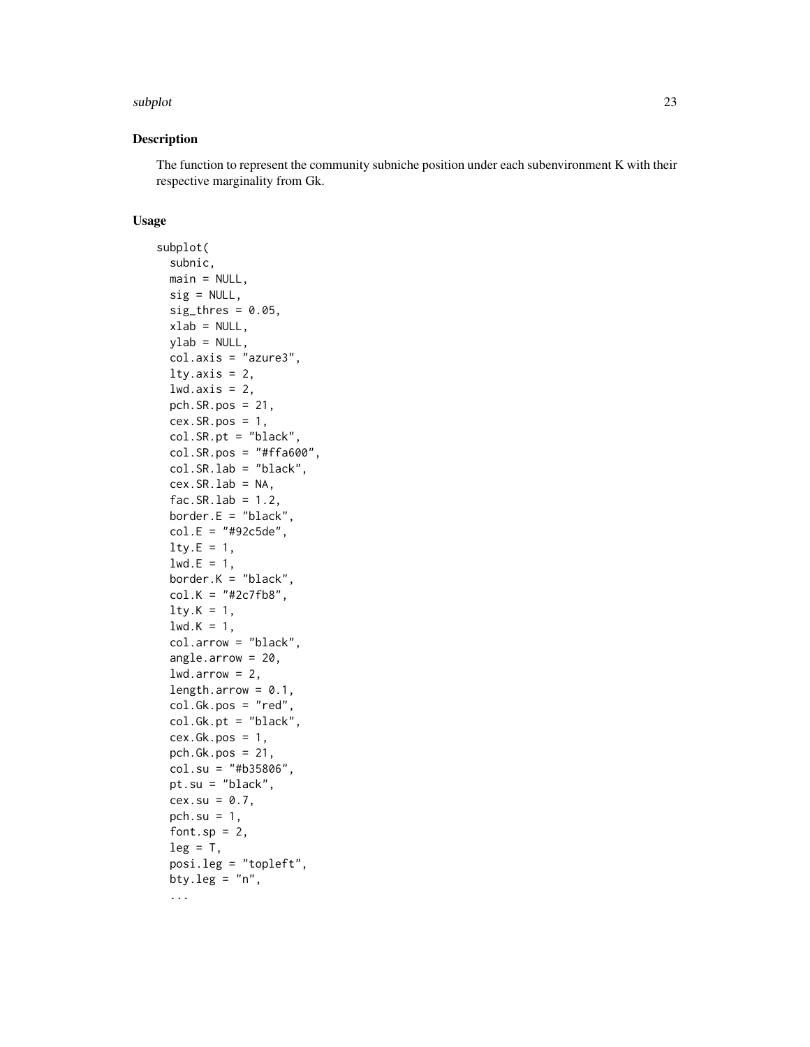## Description

The function to represent the community subniche position under each subenvironment K with their respective marginality from Gk.

## Usage

```
subplot(
  subnic,
  main = NULL,
  sig = NULL,
  sig_thres = 0.05,
  xlab = NULL,
  ylab = NULL,
  col.axis = "azure3",
  lty.axis = 2,
  lwd.axis = 2,
  pch.SR.pos = 21,
  cex.SR.pos = 1,
  col.SR.pt = "black",
  col.SR.pos = "#ffa600",
  col.SR.lab = "black",
  cex.SR.lab = NA,
  fac.SR.lab = 1.2,
  border.E = "black",
  col.E = "#92c5de",
  lty.E = 1,
  lwd.E = 1,
  border.K = "black",
  col.K = "#2c7fb8",
  lty.K = 1,
  lwd.K = 1,
  col.arrow = "black",
  angle.arrow = 20,
  lwd.arrow = 2,
  length.arrow = 0.1,
  col.Gk.pos = "red",
  col.Gk.pt = "black",
  cex.Gk.pos = 1,
  pch.Gk.pos = 21,
  col.su = "#b35806",
  pt.su = "black",
  cex.su = 0.7,
  pch.su = 1,
  font.sp = 2,
  leg = T,
  posi.leg = "topleft",
  bty.leg = "n",
  ...
```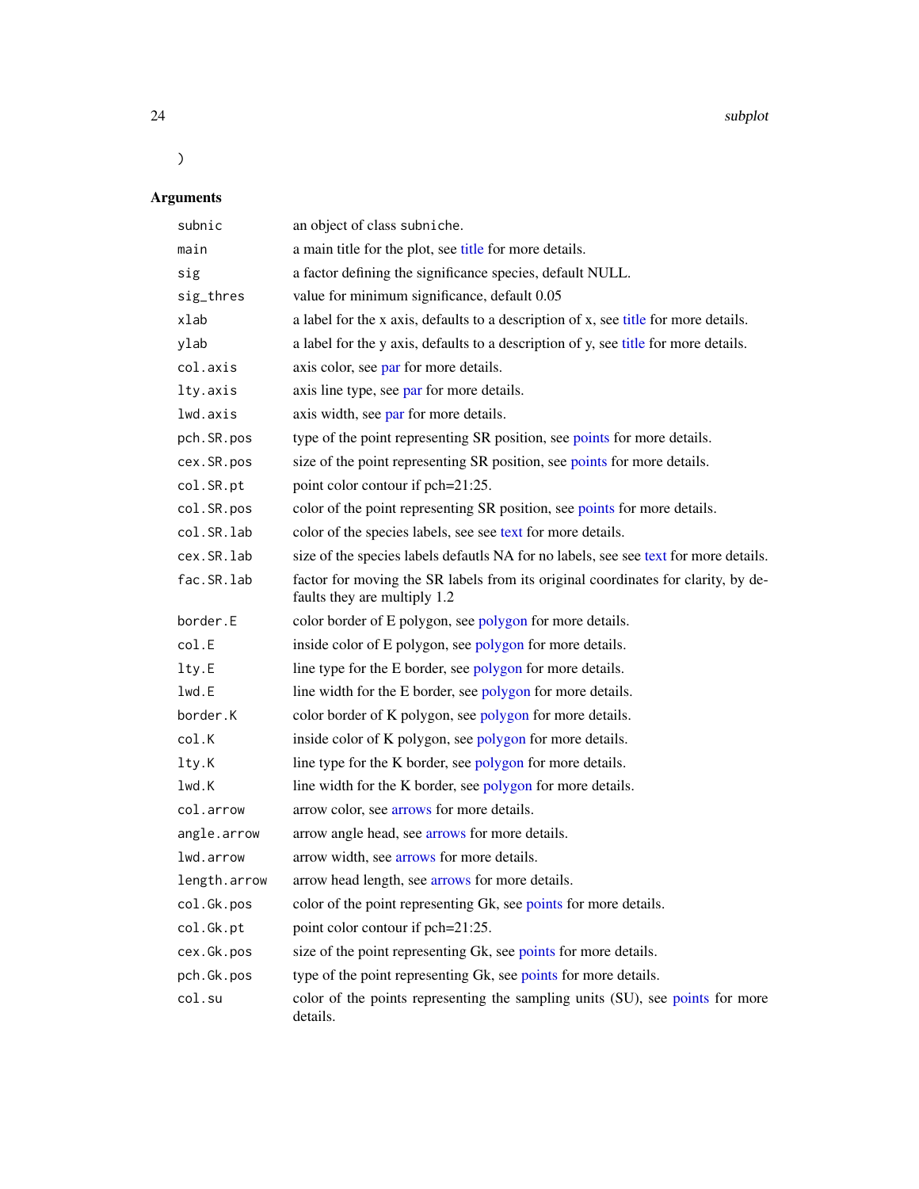```
)
```

## Arguments

| | |
|---|---|
| `subnic` | an object of class `subniche`. |
| `main` | a main title for the plot, see title for more details. |
| `sig` | a factor defining the significance species, default NULL. |
| `sig_thres` | value for minimum significance, default 0.05 |
| `xlab` | a label for the x axis, defaults to a description of x, see title for more details. |
| `ylab` | a label for the y axis, defaults to a description of y, see title for more details. |
| `col.axis` | axis color, see par for more details. |
| `lty.axis` | axis line type, see par for more details. |
| `lwd.axis` | axis width, see par for more details. |
| `pch.SR.pos` | type of the point representing SR position, see points for more details. |
| `cex.SR.pos` | size of the point representing SR position, see points for more details. |
| `col.SR.pt` | point color contour if pch=21:25. |
| `col.SR.pos` | color of the point representing SR position, see points for more details. |
| `col.SR.lab` | color of the species labels, see see text for more details. |
| `cex.SR.lab` | size of the species labels defautls NA for no labels, see see text for more details. |
| `fac.SR.lab` | factor for moving the SR labels from its original coordinates for clarity, by defaults they are multiply 1.2 |
| `border.E` | color border of E polygon, see polygon for more details. |
| `col.E` | inside color of E polygon, see polygon for more details. |
| `lty.E` | line type for the E border, see polygon for more details. |
| `lwd.E` | line width for the E border, see polygon for more details. |
| `border.K` | color border of K polygon, see polygon for more details. |
| `col.K` | inside color of K polygon, see polygon for more details. |
| `lty.K` | line type for the K border, see polygon for more details. |
| `lwd.K` | line width for the K border, see polygon for more details. |
| `col.arrow` | arrow color, see arrows for more details. |
| `angle.arrow` | arrow angle head, see arrows for more details. |
| `lwd.arrow` | arrow width, see arrows for more details. |
| `length.arrow` | arrow head length, see arrows for more details. |
| `col.Gk.pos` | color of the point representing Gk, see points for more details. |
| `col.Gk.pt` | point color contour if pch=21:25. |
| `cex.Gk.pos` | size of the point representing Gk, see points for more details. |
| `pch.Gk.pos` | type of the point representing Gk, see points for more details. |
| `col.su` | color of the points representing the sampling units (SU), see points for more details. |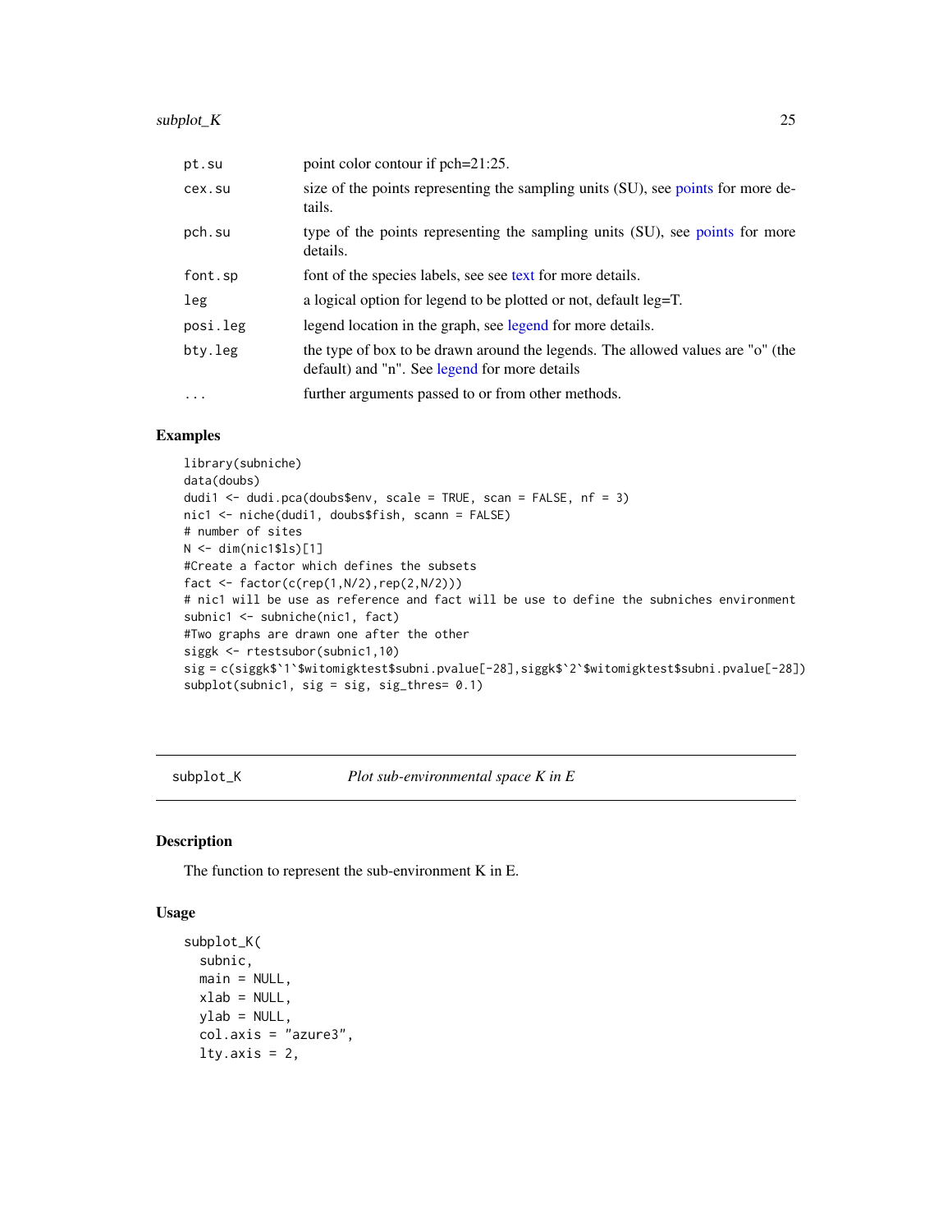| | |
|---|---|
| pt.su | point color contour if pch=21:25. |
| cex.su | size of the points representing the sampling units (SU), see points for more details. |
| pch.su | type of the points representing the sampling units (SU), see points for more details. |
| font.sp | font of the species labels, see see text for more details. |
| leg | a logical option for legend to be plotted or not, default leg=T. |
| posi.leg | legend location in the graph, see legend for more details. |
| bty.leg | the type of box to be drawn around the legends. The allowed values are "o" (the default) and "n". See legend for more details |
| ... | further arguments passed to or from other methods. |

## Examples

```
library(subniche)
data(doubs)
dudi1 <- dudi.pca(doubs$env, scale = TRUE, scan = FALSE, nf = 3)
nic1 <- niche(dudi1, doubs$fish, scann = FALSE)
# number of sites
N <- dim(nic1$ls)[1]
#Create a factor which defines the subsets
fact <- factor(c(rep(1,N/2),rep(2,N/2)))
# nic1 will be use as reference and fact will be use to define the subniches environment
subnic1 <- subniche(nic1, fact)
#Two graphs are drawn one after the other
siggk <- rtestsubor(subnic1,10)
sig = c(siggk$`1`$witomigktest$subni.pvalue[-28],siggk$`2`$witomigktest$subni.pvalue[-28])
subplot(subnic1, sig = sig, sig_thres= 0.1)
```

---

# subplot_K — *Plot sub-environmental space K in E*

## Description

The function to represent the sub-environment K in E.

## Usage

```
subplot_K(
  subnic,
  main = NULL,
  xlab = NULL,
  ylab = NULL,
  col.axis = "azure3",
  lty.axis = 2,
```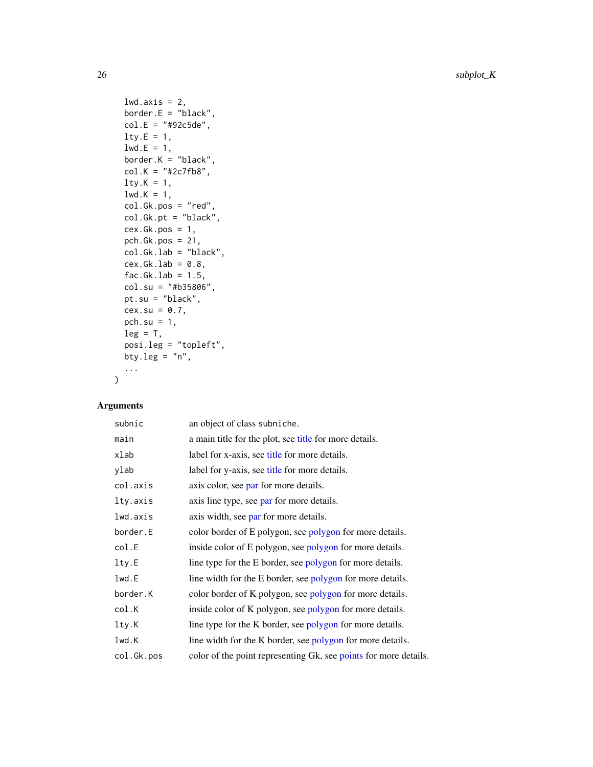```
  lwd.axis = 2,
  border.E = "black",
  col.E = "#92c5de",
  lty.E = 1,
  lwd.E = 1,
  border.K = "black",
  col.K = "#2c7fb8",
  lty.K = 1,
  lwd.K = 1,
  col.Gk.pos = "red",
  col.Gk.pt = "black",
  cex.Gk.pos = 1,
  pch.Gk.pos = 21,
  col.Gk.lab = "black",
  cex.Gk.lab = 0.8,
  fac.Gk.lab = 1.5,
  col.su = "#b35806",
  pt.su = "black",
  cex.su = 0.7,
  pch.su = 1,
  leg = T,
  posi.leg = "topleft",
  bty.leg = "n",
  ...
)
```

### Arguments

| | |
|---|---|
| `subnic` | an object of class `subniche`. |
| `main` | a main title for the plot, see title for more details. |
| `xlab` | label for x-axis, see title for more details. |
| `ylab` | label for y-axis, see title for more details. |
| `col.axis` | axis color, see par for more details. |
| `lty.axis` | axis line type, see par for more details. |
| `lwd.axis` | axis width, see par for more details. |
| `border.E` | color border of E polygon, see polygon for more details. |
| `col.E` | inside color of E polygon, see polygon for more details. |
| `lty.E` | line type for the E border, see polygon for more details. |
| `lwd.E` | line width for the E border, see polygon for more details. |
| `border.K` | color border of K polygon, see polygon for more details. |
| `col.K` | inside color of K polygon, see polygon for more details. |
| `lty.K` | line type for the K border, see polygon for more details. |
| `lwd.K` | line width for the K border, see polygon for more details. |
| `col.Gk.pos` | color of the point representing Gk, see points for more details. |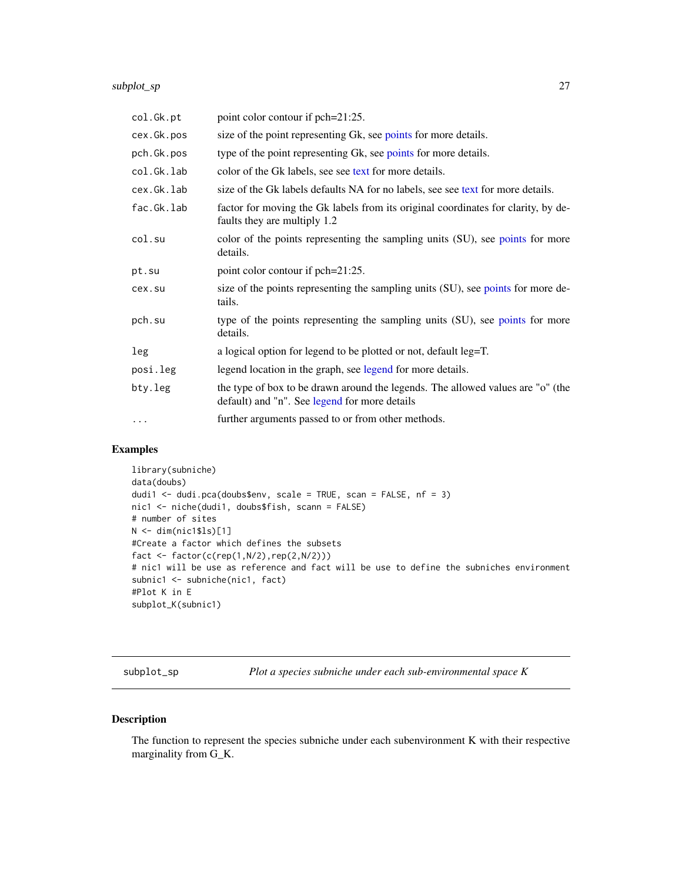| | |
|---|---|
| col.Gk.pt | point color contour if pch=21:25. |
| cex.Gk.pos | size of the point representing Gk, see points for more details. |
| pch.Gk.pos | type of the point representing Gk, see points for more details. |
| col.Gk.lab | color of the Gk labels, see see text for more details. |
| cex.Gk.lab | size of the Gk labels defaults NA for no labels, see see text for more details. |
| fac.Gk.lab | factor for moving the Gk labels from its original coordinates for clarity, by defaults they are multiply 1.2 |
| col.su | color of the points representing the sampling units (SU), see points for more details. |
| pt.su | point color contour if pch=21:25. |
| cex.su | size of the points representing the sampling units (SU), see points for more details. |
| pch.su | type of the points representing the sampling units (SU), see points for more details. |
| leg | a logical option for legend to be plotted or not, default leg=T. |
| posi.leg | legend location in the graph, see legend for more details. |
| bty.leg | the type of box to be drawn around the legends. The allowed values are "o" (the default) and "n". See legend for more details |
| ... | further arguments passed to or from other methods. |

## Examples

```
library(subniche)
data(doubs)
dudi1 <- dudi.pca(doubs$env, scale = TRUE, scan = FALSE, nf = 3)
nic1 <- niche(dudi1, doubs$fish, scann = FALSE)
# number of sites
N <- dim(nic1$ls)[1]
#Create a factor which defines the subsets
fact <- factor(c(rep(1,N/2),rep(2,N/2)))
# nic1 will be use as reference and fact will be use to define the subniches environment
subnic1 <- subniche(nic1, fact)
#Plot K in E
subplot_K(subnic1)
```

---

# subplot_sp — *Plot a species subniche under each sub-environmental space K*

## Description

The function to represent the species subniche under each subenvironment K with their respective marginality from G_K.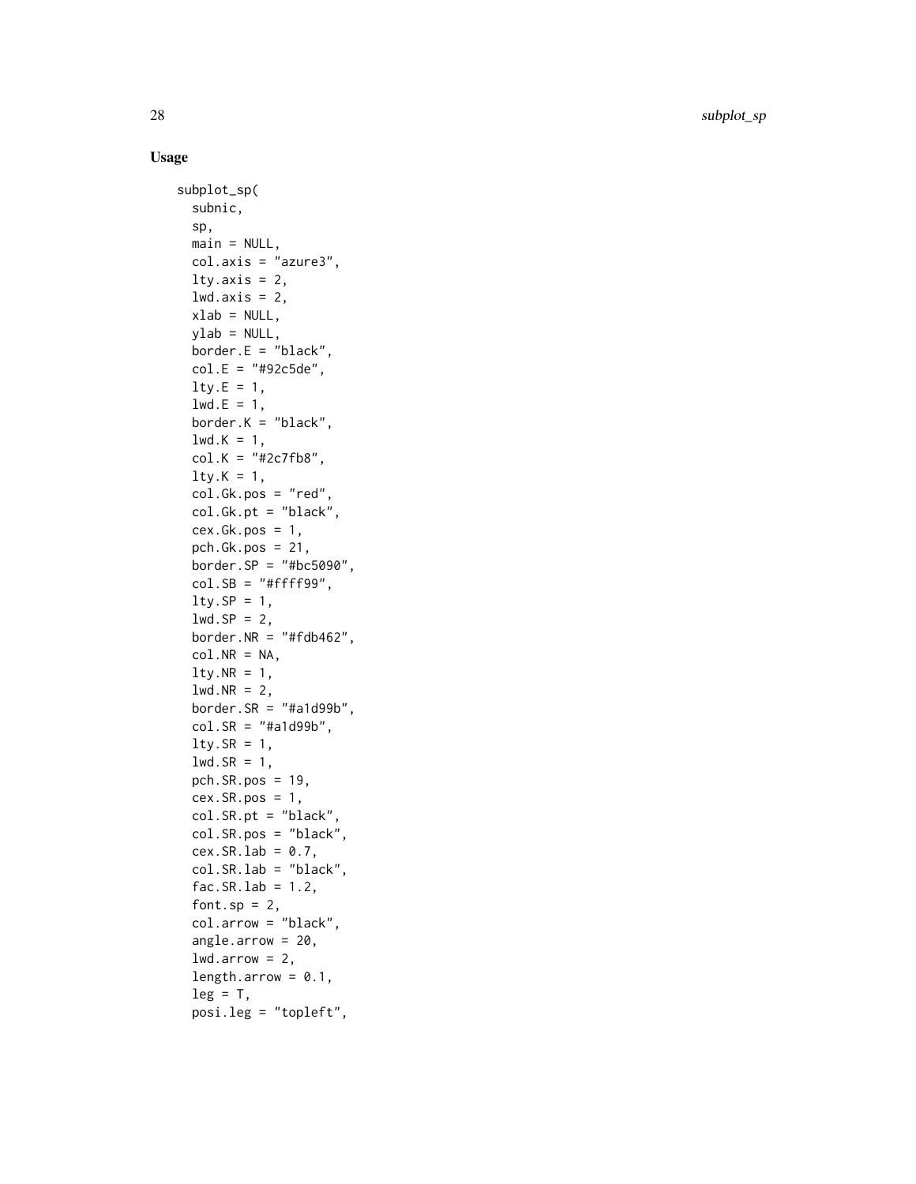## Usage

```
subplot_sp(
  subnic,
  sp,
  main = NULL,
  col.axis = "azure3",
  lty.axis = 2,
  lwd.axis = 2,
  xlab = NULL,
  ylab = NULL,
  border.E = "black",
  col.E = "#92c5de",
  lty.E = 1,
  lwd.E = 1,
  border.K = "black",
  lwd.K = 1,
  col.K = "#2c7fb8",
  lty.K = 1,
  col.Gk.pos = "red",
  col.Gk.pt = "black",
  cex.Gk.pos = 1,
  pch.Gk.pos = 21,
  border.SP = "#bc5090",
  col.SB = "#ffff99",
  lty.SP = 1,
  lwd.SP = 2,
  border.NR = "#fdb462",
  col.NR = NA,
  lty.NR = 1,
  lwd.NR = 2,
  border.SR = "#a1d99b",
  col.SR = "#a1d99b",
  lty.SR = 1,
  lwd.SR = 1,
  pch.SR.pos = 19,
  cex.SR.pos = 1,
  col.SR.pt = "black",
  col.SR.pos = "black",
  cex.SR.lab = 0.7,
  col.SR.lab = "black",
  fac.SR.lab = 1.2,
  font.sp = 2,
  col.arrow = "black",
  angle.arrow = 20,
  lwd.arrow = 2,
  length.arrow = 0.1,
  leg = T,
  posi.leg = "topleft",
```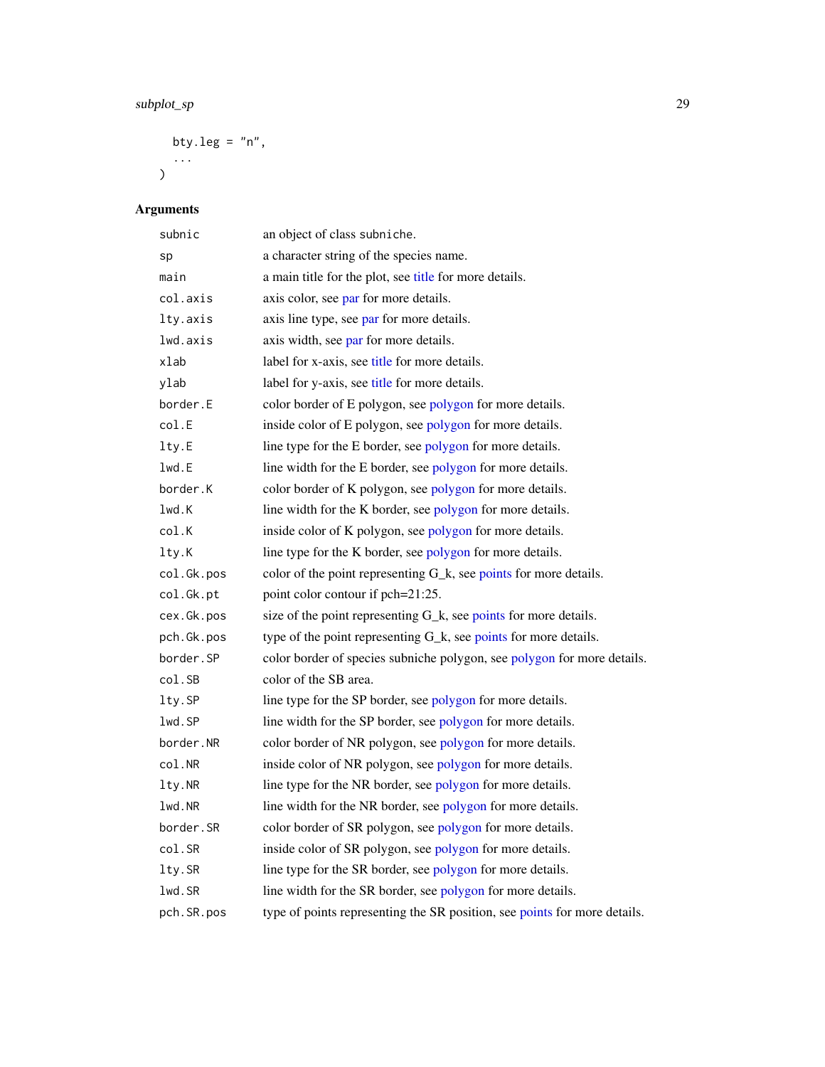```
    bty.leg = "n",
    ...
)
```

## Arguments

| | |
|---|---|
| `subnic` | an object of class `subniche`. |
| `sp` | a character string of the species name. |
| `main` | a main title for the plot, see title for more details. |
| `col.axis` | axis color, see par for more details. |
| `lty.axis` | axis line type, see par for more details. |
| `lwd.axis` | axis width, see par for more details. |
| `xlab` | label for x-axis, see title for more details. |
| `ylab` | label for y-axis, see title for more details. |
| `border.E` | color border of E polygon, see polygon for more details. |
| `col.E` | inside color of E polygon, see polygon for more details. |
| `lty.E` | line type for the E border, see polygon for more details. |
| `lwd.E` | line width for the E border, see polygon for more details. |
| `border.K` | color border of K polygon, see polygon for more details. |
| `lwd.K` | line width for the K border, see polygon for more details. |
| `col.K` | inside color of K polygon, see polygon for more details. |
| `lty.K` | line type for the K border, see polygon for more details. |
| `col.Gk.pos` | color of the point representing G_k, see points for more details. |
| `col.Gk.pt` | point color contour if pch=21:25. |
| `cex.Gk.pos` | size of the point representing G_k, see points for more details. |
| `pch.Gk.pos` | type of the point representing G_k, see points for more details. |
| `border.SP` | color border of species subniche polygon, see polygon for more details. |
| `col.SB` | color of the SB area. |
| `lty.SP` | line type for the SP border, see polygon for more details. |
| `lwd.SP` | line width for the SP border, see polygon for more details. |
| `border.NR` | color border of NR polygon, see polygon for more details. |
| `col.NR` | inside color of NR polygon, see polygon for more details. |
| `lty.NR` | line type for the NR border, see polygon for more details. |
| `lwd.NR` | line width for the NR border, see polygon for more details. |
| `border.SR` | color border of SR polygon, see polygon for more details. |
| `col.SR` | inside color of SR polygon, see polygon for more details. |
| `lty.SR` | line type for the SR border, see polygon for more details. |
| `lwd.SR` | line width for the SR border, see polygon for more details. |
| `pch.SR.pos` | type of points representing the SR position, see points for more details. |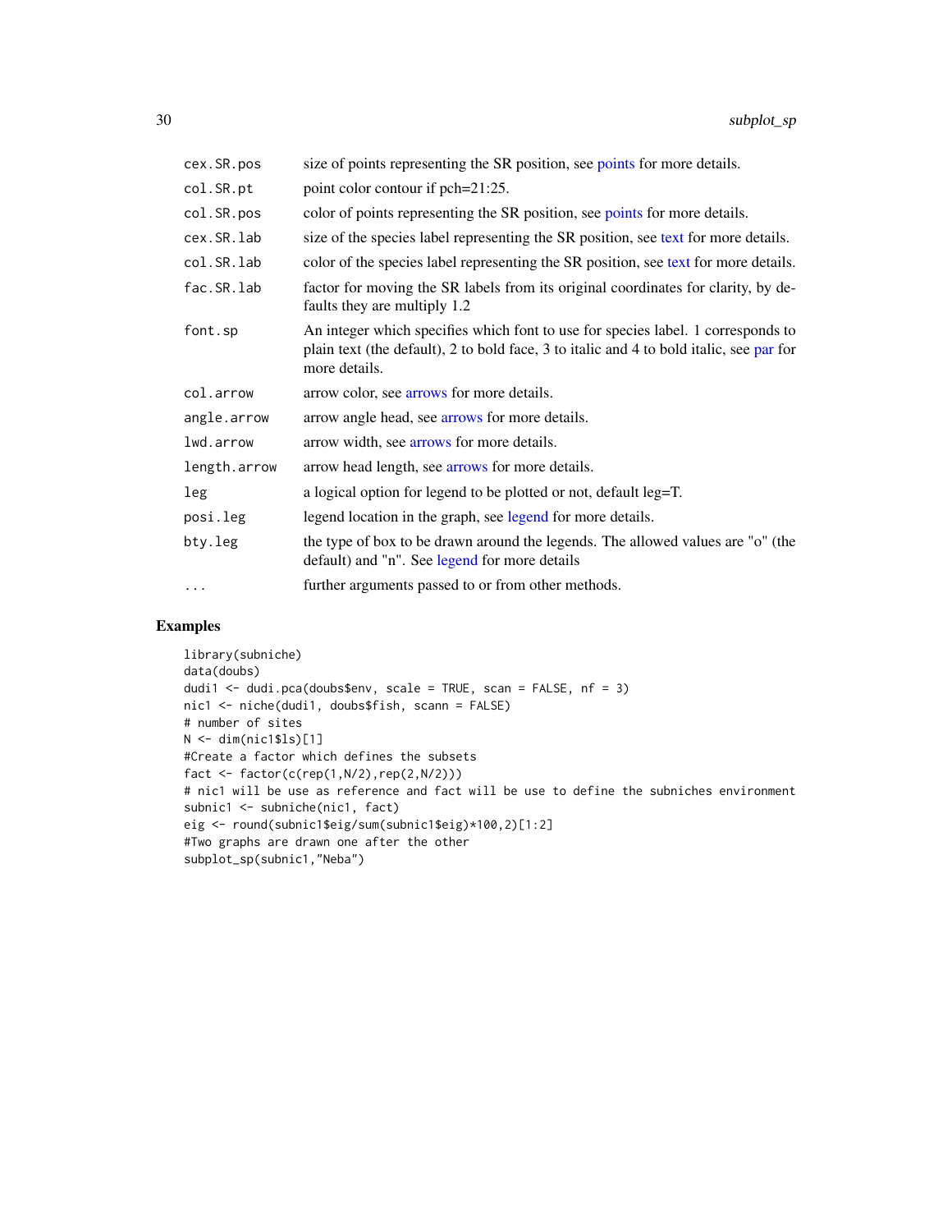| | |
|---|---|
| cex.SR.pos | size of points representing the SR position, see points for more details. |
| col.SR.pt | point color contour if pch=21:25. |
| col.SR.pos | color of points representing the SR position, see points for more details. |
| cex.SR.lab | size of the species label representing the SR position, see text for more details. |
| col.SR.lab | color of the species label representing the SR position, see text for more details. |
| fac.SR.lab | factor for moving the SR labels from its original coordinates for clarity, by defaults they are multiply 1.2 |
| font.sp | An integer which specifies which font to use for species label. 1 corresponds to plain text (the default), 2 to bold face, 3 to italic and 4 to bold italic, see par for more details. |
| col.arrow | arrow color, see arrows for more details. |
| angle.arrow | arrow angle head, see arrows for more details. |
| lwd.arrow | arrow width, see arrows for more details. |
| length.arrow | arrow head length, see arrows for more details. |
| leg | a logical option for legend to be plotted or not, default leg=T. |
| posi.leg | legend location in the graph, see legend for more details. |
| bty.leg | the type of box to be drawn around the legends. The allowed values are "o" (the default) and "n". See legend for more details |
| ... | further arguments passed to or from other methods. |

## Examples

```
library(subniche)
data(doubs)
dudi1 <- dudi.pca(doubs$env, scale = TRUE, scan = FALSE, nf = 3)
nic1 <- niche(dudi1, doubs$fish, scann = FALSE)
# number of sites
N <- dim(nic1$ls)[1]
#Create a factor which defines the subsets
fact <- factor(c(rep(1,N/2),rep(2,N/2)))
# nic1 will be use as reference and fact will be use to define the subniches environment
subnic1 <- subniche(nic1, fact)
eig <- round(subnic1$eig/sum(subnic1$eig)*100,2)[1:2]
#Two graphs are drawn one after the other
subplot_sp(subnic1,"Neba")
```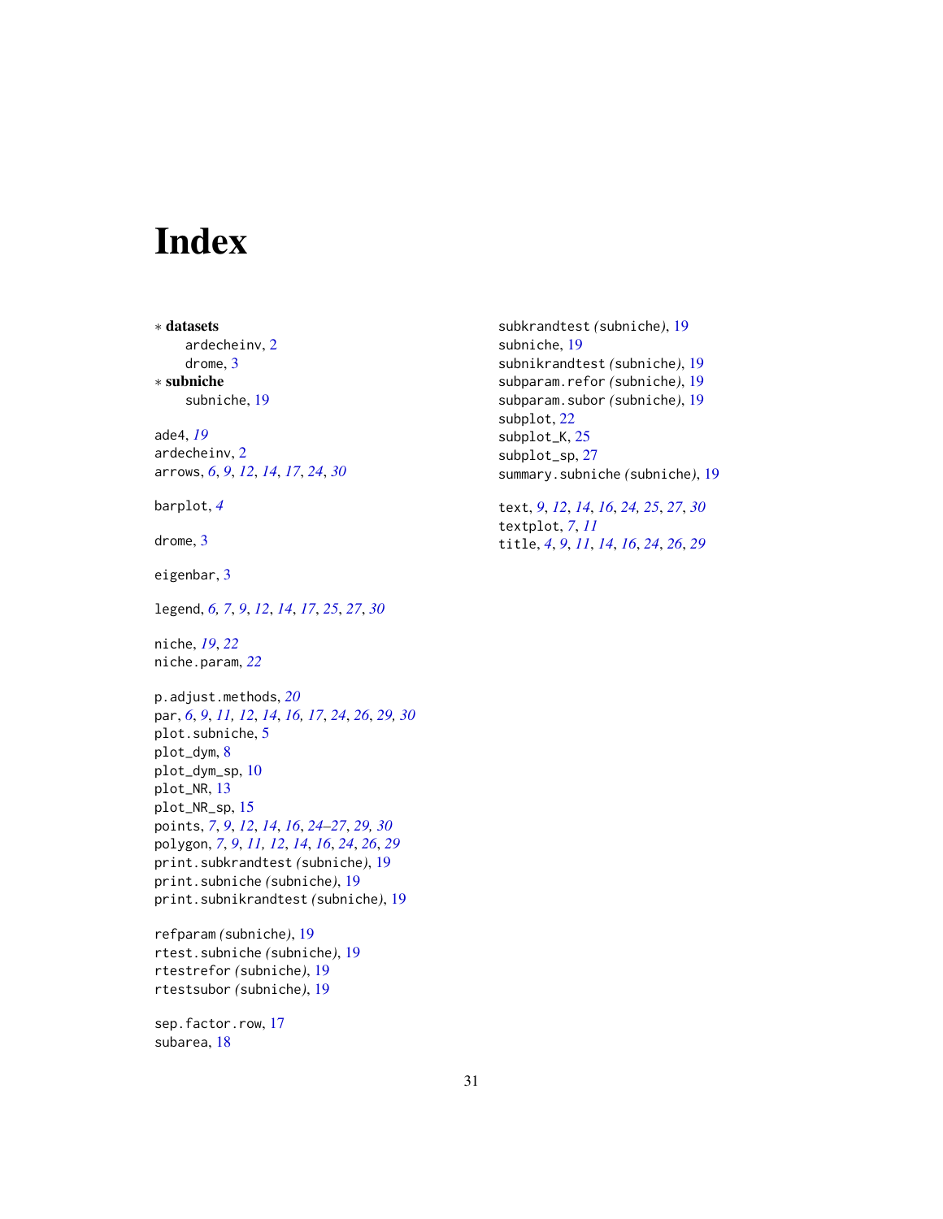# Index

∗ **datasets**
  ardecheinv, 2
  drome, 3

∗ **subniche**
  subniche, 19

ade4, *19*
ardecheinv, 2
arrows, *6*, *9*, *12*, *14*, *17*, *24*, *30*

barplot, *4*

drome, 3

eigenbar, 3

legend, *6, 7*, *9*, *12*, *14*, *17*, *25*, *27*, *30*

niche, *19*, *22*
niche.param, *22*

p.adjust.methods, *20*
par, *6*, *9*, *11, 12*, *14*, *16, 17*, *24*, *26*, *29, 30*
plot.subniche, 5
plot_dym, 8
plot_dym_sp, 10
plot_NR, 13
plot_NR_sp, 15
points, *7*, *9*, *12*, *14*, *16*, *24–27*, *29, 30*
polygon, *7*, *9*, *11, 12*, *14*, *16*, *24*, *26*, *29*
print.subkrandtest *(*subniche*)*, 19
print.subniche *(*subniche*)*, 19
print.subnikrandtest *(*subniche*)*, 19

refparam *(*subniche*)*, 19
rtest.subniche *(*subniche*)*, 19
rtestrefor *(*subniche*)*, 19
rtestsubor *(*subniche*)*, 19

sep.factor.row, 17
subarea, 18
subkrandtest *(*subniche*)*, 19
subniche, 19
subnikrandtest *(*subniche*)*, 19
subparam.refor *(*subniche*)*, 19
subparam.subor *(*subniche*)*, 19
subplot, 22
subplot_K, 25
subplot_sp, 27
summary.subniche *(*subniche*)*, 19

text, *9*, *12*, *14*, *16*, *24, 25*, *27*, *30*
textplot, *7*, *11*
title, *4*, *9*, *11*, *14*, *16*, *24*, *26*, *29*